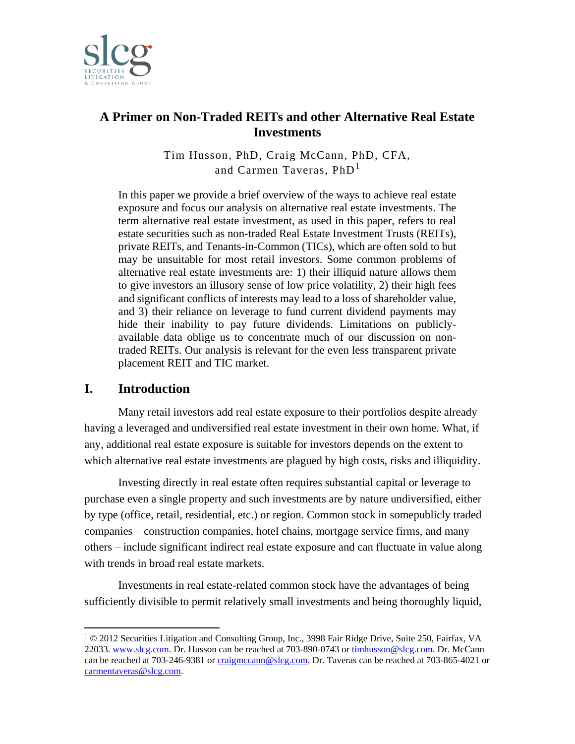# A Primer on Non-Traded REITs and other Alternative Real Estate Investments

Tim Husson, PhD, Craig McCann, PhD, CFA, and Carmen Taveras, PhD[1]

In this paper we provide a brief overview of the ways to achieve real estate exposure and focus our analysis on alternative real estate investments. The term alternative real estate investment, as used in this paper, refers to real estate securities such as non-traded Real Estate Investment Trusts (REITs), private REITs, and Tenants-in-Common (TICs), which are often sold to but may be unsuitable for most retail investors. Some common problems of alternative real estate investments are: 1) their illiquid nature allows them to give investors an illusory sense of low price volatility, 2) their high fees and significant conflicts of interests may lead to a loss of shareholder value, and 3) their reliance on leverage to fund current dividend payments may hide their inability to pay future dividends. Limitations on publicly-available data oblige us to concentrate much of our discussion on non-traded REITs. Our analysis is relevant for the even less transparent private placement REIT and TIC market.

## I. Introduction

Many retail investors add real estate exposure to their portfolios despite already having a leveraged and undiversified real estate investment in their own home. What, if any, additional real estate exposure is suitable for investors depends on the extent to which alternative real estate investments are plagued by high costs, risks and illiquidity.

Investing directly in real estate often requires substantial capital or leverage to purchase even a single property and such investments are by nature undiversified, either by type (office, retail, residential, etc.) or region. Common stock in somepublicly traded companies – construction companies, hotel chains, mortgage service firms, and many others – include significant indirect real estate exposure and can fluctuate in value along with trends in broad real estate markets.

Investments in real estate-related common stock have the advantages of being sufficiently divisible to permit relatively small investments and being thoroughly liquid,

---

[1] © 2012 Securities Litigation and Consulting Group, Inc., 3998 Fair Ridge Drive, Suite 250, Fairfax, VA 22033. www.slcg.com. Dr. Husson can be reached at 703-890-0743 or timhusson@slcg.com. Dr. McCann can be reached at 703-246-9381 or craigmccann@slcg.com. Dr. Taveras can be reached at 703-865-4021 or carmentaveras@slcg.com.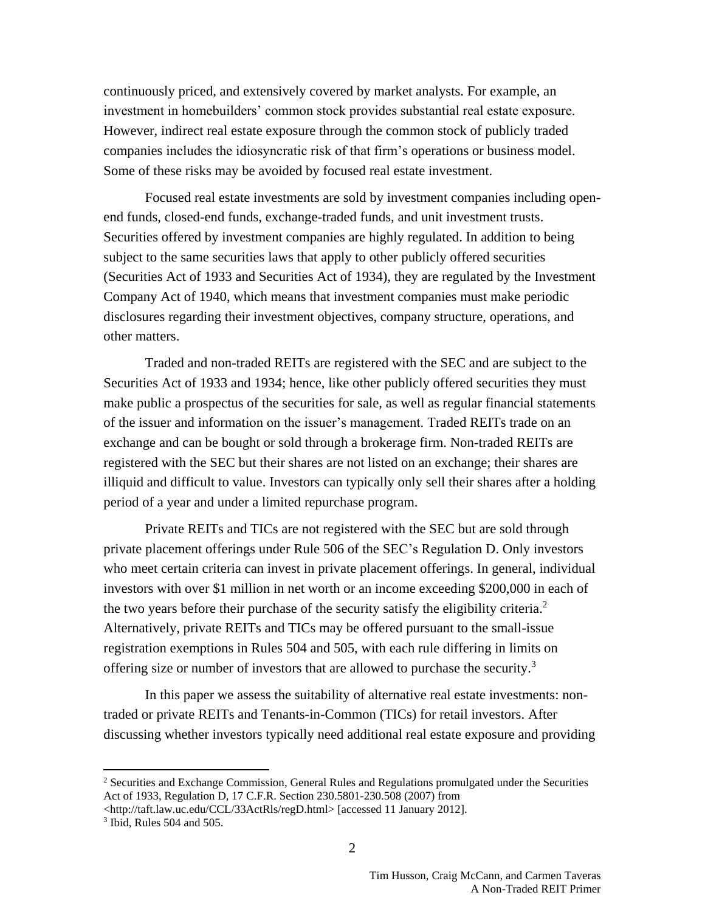continuously priced, and extensively covered by market analysts. For example, an investment in homebuilders' common stock provides substantial real estate exposure. However, indirect real estate exposure through the common stock of publicly traded companies includes the idiosyncratic risk of that firm's operations or business model. Some of these risks may be avoided by focused real estate investment.

Focused real estate investments are sold by investment companies including open-end funds, closed-end funds, exchange-traded funds, and unit investment trusts. Securities offered by investment companies are highly regulated. In addition to being subject to the same securities laws that apply to other publicly offered securities (Securities Act of 1933 and Securities Act of 1934), they are regulated by the Investment Company Act of 1940, which means that investment companies must make periodic disclosures regarding their investment objectives, company structure, operations, and other matters.

Traded and non-traded REITs are registered with the SEC and are subject to the Securities Act of 1933 and 1934; hence, like other publicly offered securities they must make public a prospectus of the securities for sale, as well as regular financial statements of the issuer and information on the issuer's management. Traded REITs trade on an exchange and can be bought or sold through a brokerage firm. Non-traded REITs are registered with the SEC but their shares are not listed on an exchange; their shares are illiquid and difficult to value. Investors can typically only sell their shares after a holding period of a year and under a limited repurchase program.

Private REITs and TICs are not registered with the SEC but are sold through private placement offerings under Rule 506 of the SEC's Regulation D. Only investors who meet certain criteria can invest in private placement offerings. In general, individual investors with over $1 million in net worth or an income exceeding $200,000 in each of the two years before their purchase of the security satisfy the eligibility criteria.[2] Alternatively, private REITs and TICs may be offered pursuant to the small-issue registration exemptions in Rules 504 and 505, with each rule differing in limits on offering size or number of investors that are allowed to purchase the security.[3]

In this paper we assess the suitability of alternative real estate investments: non-traded or private REITs and Tenants-in-Common (TICs) for retail investors. After discussing whether investors typically need additional real estate exposure and providing

---

[2] Securities and Exchange Commission, General Rules and Regulations promulgated under the Securities Act of 1933, Regulation D, 17 C.F.R. Section 230.5801-230.508 (2007) from <http://taft.law.uc.edu/CCL/33ActRls/regD.html> [accessed 11 January 2012].

[3] Ibid, Rules 504 and 505.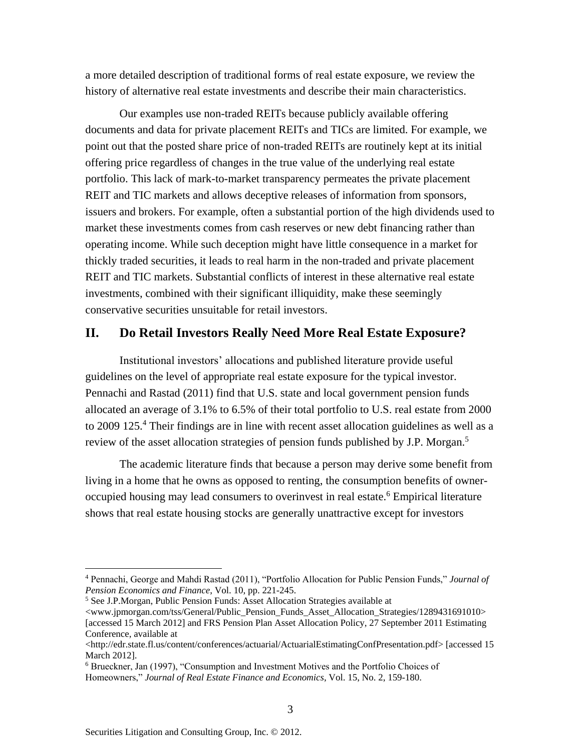a more detailed description of traditional forms of real estate exposure, we review the history of alternative real estate investments and describe their main characteristics.

Our examples use non-traded REITs because publicly available offering documents and data for private placement REITs and TICs are limited. For example, we point out that the posted share price of non-traded REITs are routinely kept at its initial offering price regardless of changes in the true value of the underlying real estate portfolio. This lack of mark-to-market transparency permeates the private placement REIT and TIC markets and allows deceptive releases of information from sponsors, issuers and brokers. For example, often a substantial portion of the high dividends used to market these investments comes from cash reserves or new debt financing rather than operating income. While such deception might have little consequence in a market for thickly traded securities, it leads to real harm in the non-traded and private placement REIT and TIC markets. Substantial conflicts of interest in these alternative real estate investments, combined with their significant illiquidity, make these seemingly conservative securities unsuitable for retail investors.

## II. Do Retail Investors Really Need More Real Estate Exposure?

Institutional investors' allocations and published literature provide useful guidelines on the level of appropriate real estate exposure for the typical investor. Pennachi and Rastad (2011) find that U.S. state and local government pension funds allocated an average of 3.1% to 6.5% of their total portfolio to U.S. real estate from 2000 to 2009 125.[4] Their findings are in line with recent asset allocation guidelines as well as a review of the asset allocation strategies of pension funds published by J.P. Morgan.[5]

The academic literature finds that because a person may derive some benefit from living in a home that he owns as opposed to renting, the consumption benefits of owner-occupied housing may lead consumers to overinvest in real estate.[6] Empirical literature shows that real estate housing stocks are generally unattractive except for investors

---

[4] Pennachi, George and Mahdi Rastad (2011), "Portfolio Allocation for Public Pension Funds," *Journal of Pension Economics and Finance*, Vol. 10, pp. 221-245.

[5] See J.P.Morgan, Public Pension Funds: Asset Allocation Strategies available at <www.jpmorgan.com/tss/General/Public_Pension_Funds_Asset_Allocation_Strategies/1289431691010> [accessed 15 March 2012] and FRS Pension Plan Asset Allocation Policy, 27 September 2011 Estimating Conference, available at <http://edr.state.fl.us/content/conferences/actuarial/ActuarialEstimatingConfPresentation.pdf> [accessed 15 March 2012].

[6] Brueckner, Jan (1997), "Consumption and Investment Motives and the Portfolio Choices of Homeowners," *Journal of Real Estate Finance and Economics*, Vol. 15, No. 2, 159-180.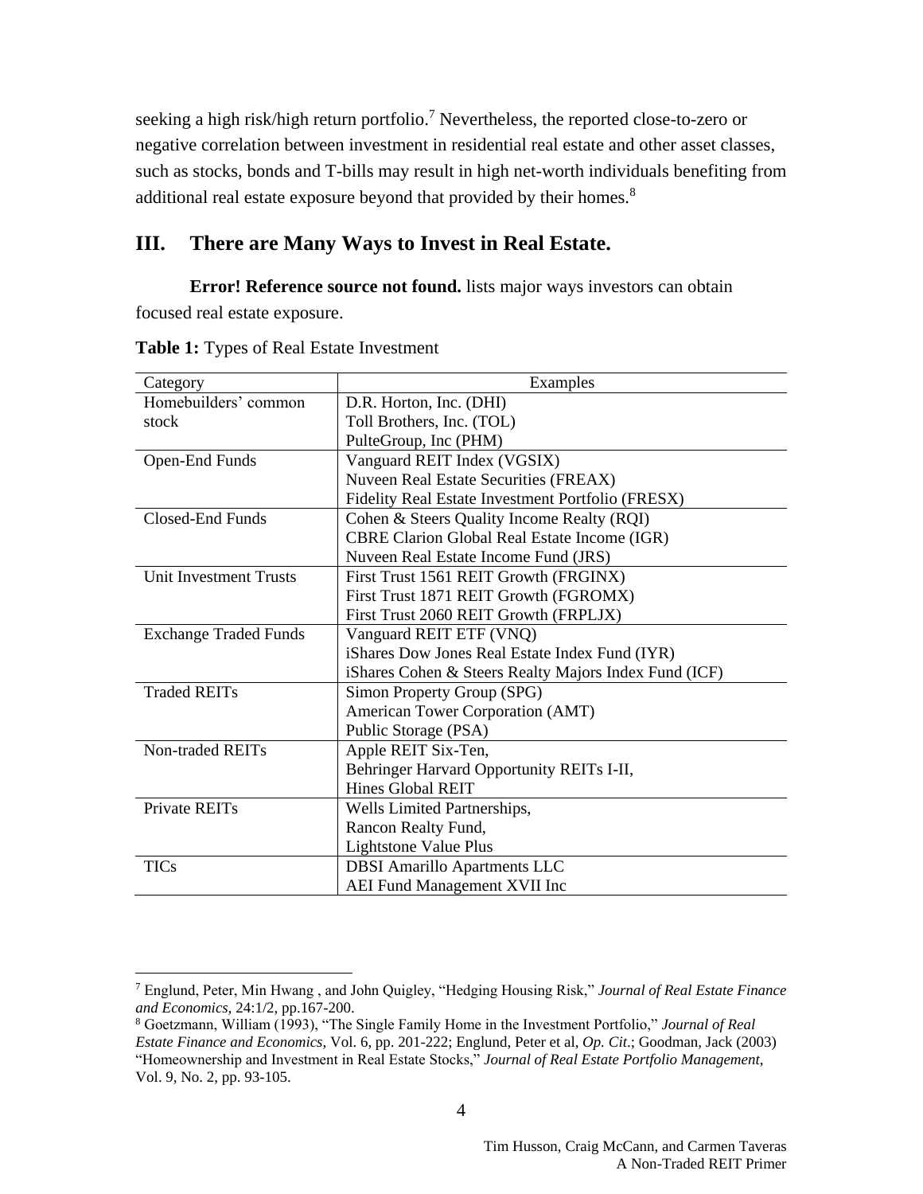seeking a high risk/high return portfolio.[7] Nevertheless, the reported close-to-zero or negative correlation between investment in residential real estate and other asset classes, such as stocks, bonds and T-bills may result in high net-worth individuals benefiting from additional real estate exposure beyond that provided by their homes.[8]

## III. There are Many Ways to Invest in Real Estate.

**Error! Reference source not found.** lists major ways investors can obtain focused real estate exposure.

**Table 1:** Types of Real Estate Investment

| Category | Examples |
|---|---|
| Homebuilders' common stock | D.R. Horton, Inc. (DHI)<br>Toll Brothers, Inc. (TOL)<br>PulteGroup, Inc (PHM) |
| Open-End Funds | Vanguard REIT Index (VGSIX)<br>Nuveen Real Estate Securities (FREAX)<br>Fidelity Real Estate Investment Portfolio (FRESX) |
| Closed-End Funds | Cohen & Steers Quality Income Realty (RQI)<br>CBRE Clarion Global Real Estate Income (IGR)<br>Nuveen Real Estate Income Fund (JRS) |
| Unit Investment Trusts | First Trust 1561 REIT Growth (FRGINX)<br>First Trust 1871 REIT Growth (FGROMX)<br>First Trust 2060 REIT Growth (FRPLJX) |
| Exchange Traded Funds | Vanguard REIT ETF (VNQ)<br>iShares Dow Jones Real Estate Index Fund (IYR)<br>iShares Cohen & Steers Realty Majors Index Fund (ICF) |
| Traded REITs | Simon Property Group (SPG)<br>American Tower Corporation (AMT)<br>Public Storage (PSA) |
| Non-traded REITs | Apple REIT Six-Ten,<br>Behringer Harvard Opportunity REITs I-II,<br>Hines Global REIT |
| Private REITs | Wells Limited Partnerships,<br>Rancon Realty Fund,<br>Lightstone Value Plus |
| TICs | DBSI Amarillo Apartments LLC<br>AEI Fund Management XVII Inc |

[7] Englund, Peter, Min Hwang , and John Quigley, "Hedging Housing Risk," *Journal of Real Estate Finance and Economics,* 24:1/2, pp.167-200.

[8] Goetzmann, William (1993), "The Single Family Home in the Investment Portfolio," *Journal of Real Estate Finance and Economics*, Vol. 6, pp. 201-222; Englund, Peter et al, *Op. Cit*.; Goodman, Jack (2003) "Homeownership and Investment in Real Estate Stocks," *Journal of Real Estate Portfolio Management*, Vol. 9, No. 2, pp. 93-105.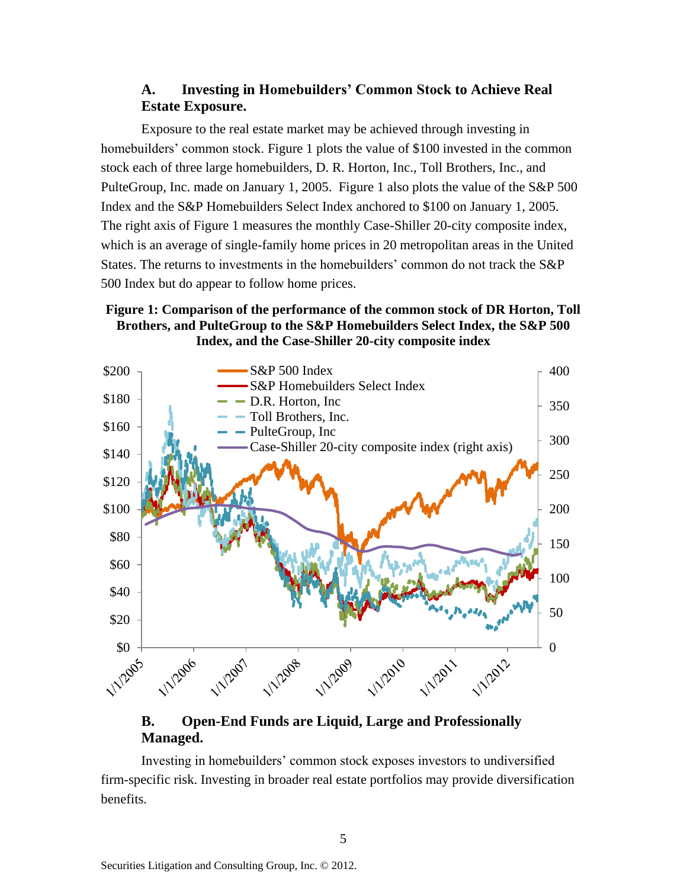### A. Investing in Homebuilders' Common Stock to Achieve Real Estate Exposure.

Exposure to the real estate market may be achieved through investing in homebuilders' common stock. Figure 1 plots the value of $100 invested in the common stock each of three large homebuilders, D. R. Horton, Inc., Toll Brothers, Inc., and PulteGroup, Inc. made on January 1, 2005. Figure 1 also plots the value of the S&P 500 Index and the S&P Homebuilders Select Index anchored to $100 on January 1, 2005. The right axis of Figure 1 measures the monthly Case-Shiller 20-city composite index, which is an average of single-family home prices in 20 metropolitan areas in the United States. The returns to investments in the homebuilders' common do not track the S&P 500 Index but do appear to follow home prices.

**Figure 1: Comparison of the performance of the common stock of DR Horton, Toll Brothers, and PulteGroup to the S&P Homebuilders Select Index, the S&P 500 Index, and the Case-Shiller 20-city composite index**

### B. Open-End Funds are Liquid, Large and Professionally Managed.

Investing in homebuilders' common stock exposes investors to undiversified firm-specific risk. Investing in broader real estate portfolios may provide diversification benefits.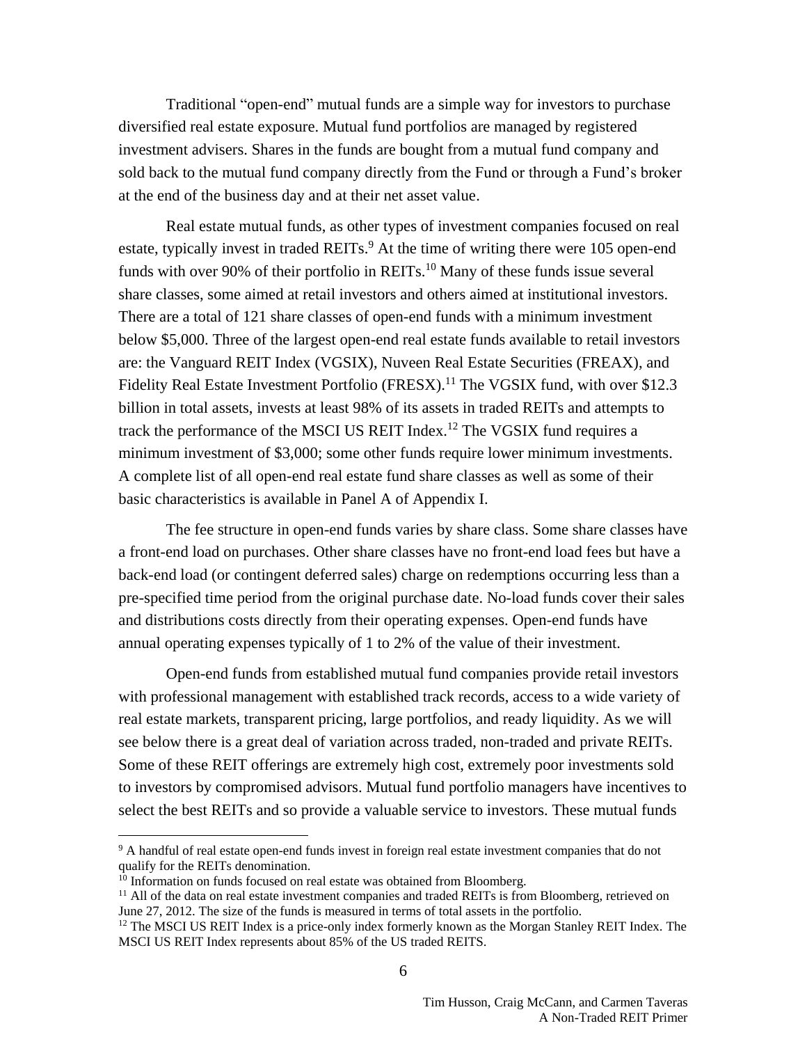Traditional "open-end" mutual funds are a simple way for investors to purchase diversified real estate exposure. Mutual fund portfolios are managed by registered investment advisers. Shares in the funds are bought from a mutual fund company and sold back to the mutual fund company directly from the Fund or through a Fund's broker at the end of the business day and at their net asset value.

Real estate mutual funds, as other types of investment companies focused on real estate, typically invest in traded REITs.[9] At the time of writing there were 105 open-end funds with over 90% of their portfolio in REITs.[10] Many of these funds issue several share classes, some aimed at retail investors and others aimed at institutional investors. There are a total of 121 share classes of open-end funds with a minimum investment below $5,000. Three of the largest open-end real estate funds available to retail investors are: the Vanguard REIT Index (VGSIX), Nuveen Real Estate Securities (FREAX), and Fidelity Real Estate Investment Portfolio (FRESX).[11] The VGSIX fund, with over $12.3 billion in total assets, invests at least 98% of its assets in traded REITs and attempts to track the performance of the MSCI US REIT Index.[12] The VGSIX fund requires a minimum investment of $3,000; some other funds require lower minimum investments. A complete list of all open-end real estate fund share classes as well as some of their basic characteristics is available in Panel A of Appendix I.

The fee structure in open-end funds varies by share class. Some share classes have a front-end load on purchases. Other share classes have no front-end load fees but have a back-end load (or contingent deferred sales) charge on redemptions occurring less than a pre-specified time period from the original purchase date. No-load funds cover their sales and distributions costs directly from their operating expenses. Open-end funds have annual operating expenses typically of 1 to 2% of the value of their investment.

Open-end funds from established mutual fund companies provide retail investors with professional management with established track records, access to a wide variety of real estate markets, transparent pricing, large portfolios, and ready liquidity. As we will see below there is a great deal of variation across traded, non-traded and private REITs. Some of these REIT offerings are extremely high cost, extremely poor investments sold to investors by compromised advisors. Mutual fund portfolio managers have incentives to select the best REITs and so provide a valuable service to investors. These mutual funds

---

[9] A handful of real estate open-end funds invest in foreign real estate investment companies that do not qualify for the REITs denomination.

[10] Information on funds focused on real estate was obtained from Bloomberg.

[11] All of the data on real estate investment companies and traded REITs is from Bloomberg, retrieved on June 27, 2012. The size of the funds is measured in terms of total assets in the portfolio.

[12] The MSCI US REIT Index is a price-only index formerly known as the Morgan Stanley REIT Index. The MSCI US REIT Index represents about 85% of the US traded REITS.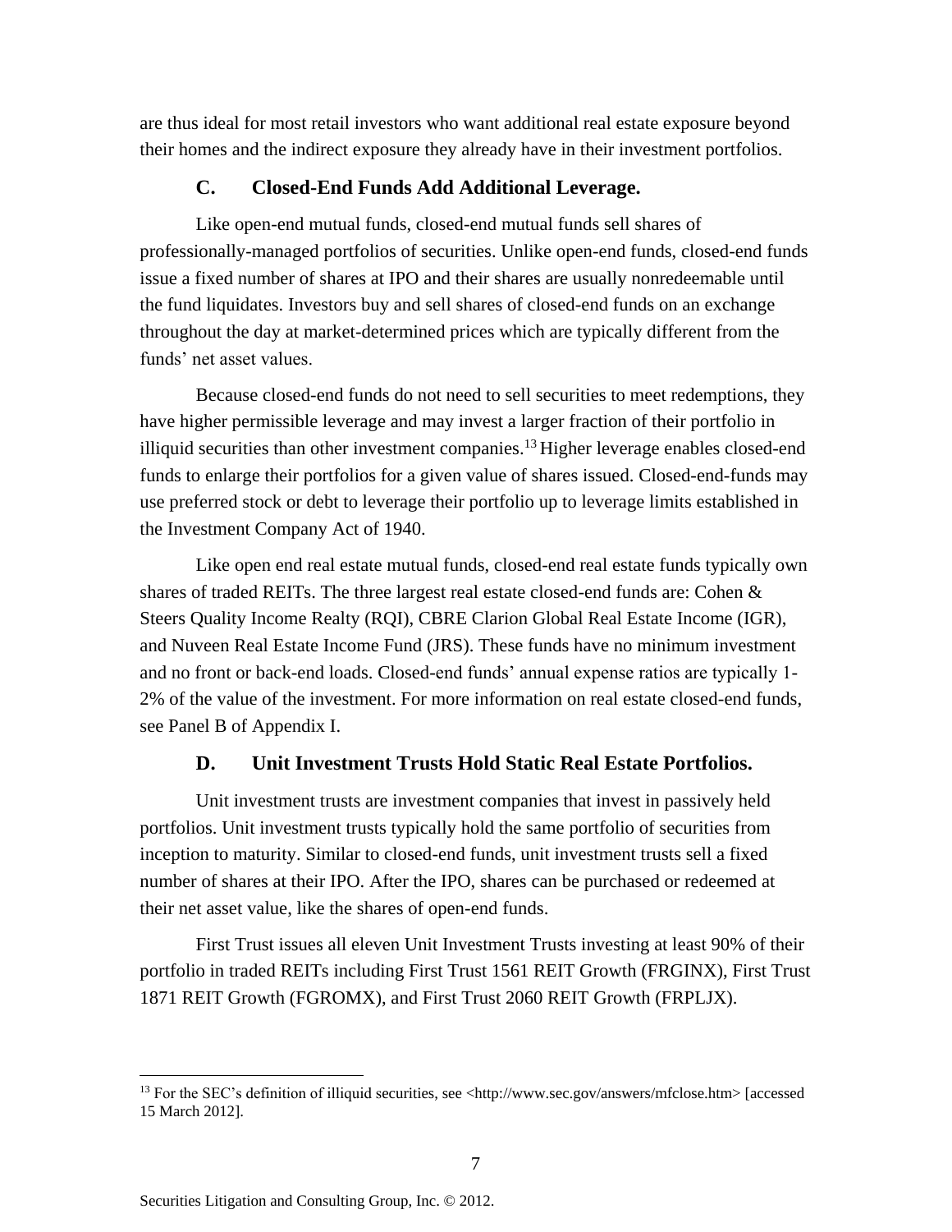are thus ideal for most retail investors who want additional real estate exposure beyond their homes and the indirect exposure they already have in their investment portfolios.

### C. Closed-End Funds Add Additional Leverage.

Like open-end mutual funds, closed-end mutual funds sell shares of professionally-managed portfolios of securities. Unlike open-end funds, closed-end funds issue a fixed number of shares at IPO and their shares are usually nonredeemable until the fund liquidates. Investors buy and sell shares of closed-end funds on an exchange throughout the day at market-determined prices which are typically different from the funds' net asset values.

Because closed-end funds do not need to sell securities to meet redemptions, they have higher permissible leverage and may invest a larger fraction of their portfolio in illiquid securities than other investment companies.[13] Higher leverage enables closed-end funds to enlarge their portfolios for a given value of shares issued. Closed-end-funds may use preferred stock or debt to leverage their portfolio up to leverage limits established in the Investment Company Act of 1940.

Like open end real estate mutual funds, closed-end real estate funds typically own shares of traded REITs. The three largest real estate closed-end funds are: Cohen & Steers Quality Income Realty (RQI), CBRE Clarion Global Real Estate Income (IGR), and Nuveen Real Estate Income Fund (JRS). These funds have no minimum investment and no front or back-end loads. Closed-end funds' annual expense ratios are typically 1-2% of the value of the investment. For more information on real estate closed-end funds, see Panel B of Appendix I.

### D. Unit Investment Trusts Hold Static Real Estate Portfolios.

Unit investment trusts are investment companies that invest in passively held portfolios. Unit investment trusts typically hold the same portfolio of securities from inception to maturity. Similar to closed-end funds, unit investment trusts sell a fixed number of shares at their IPO. After the IPO, shares can be purchased or redeemed at their net asset value, like the shares of open-end funds.

First Trust issues all eleven Unit Investment Trusts investing at least 90% of their portfolio in traded REITs including First Trust 1561 REIT Growth (FRGINX), First Trust 1871 REIT Growth (FGROMX), and First Trust 2060 REIT Growth (FRPLJX).

---

[13] For the SEC's definition of illiquid securities, see <http://www.sec.gov/answers/mfclose.htm> [accessed 15 March 2012].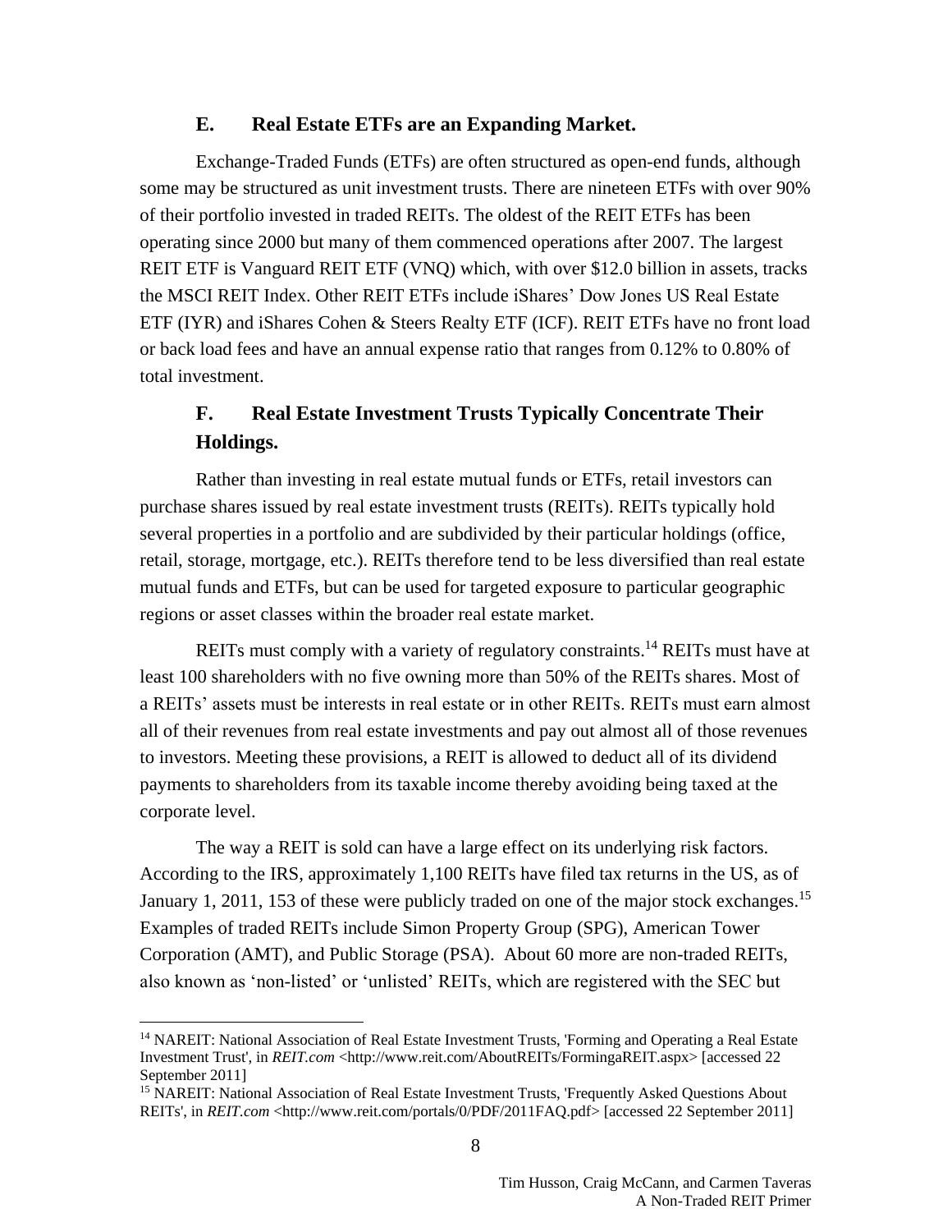### E. Real Estate ETFs are an Expanding Market.

Exchange-Traded Funds (ETFs) are often structured as open-end funds, although some may be structured as unit investment trusts. There are nineteen ETFs with over 90% of their portfolio invested in traded REITs. The oldest of the REIT ETFs has been operating since 2000 but many of them commenced operations after 2007. The largest REIT ETF is Vanguard REIT ETF (VNQ) which, with over $12.0 billion in assets, tracks the MSCI REIT Index. Other REIT ETFs include iShares' Dow Jones US Real Estate ETF (IYR) and iShares Cohen & Steers Realty ETF (ICF). REIT ETFs have no front load or back load fees and have an annual expense ratio that ranges from 0.12% to 0.80% of total investment.

### F. Real Estate Investment Trusts Typically Concentrate Their Holdings.

Rather than investing in real estate mutual funds or ETFs, retail investors can purchase shares issued by real estate investment trusts (REITs). REITs typically hold several properties in a portfolio and are subdivided by their particular holdings (office, retail, storage, mortgage, etc.). REITs therefore tend to be less diversified than real estate mutual funds and ETFs, but can be used for targeted exposure to particular geographic regions or asset classes within the broader real estate market.

REITs must comply with a variety of regulatory constraints.[14] REITs must have at least 100 shareholders with no five owning more than 50% of the REITs shares. Most of a REITs' assets must be interests in real estate or in other REITs. REITs must earn almost all of their revenues from real estate investments and pay out almost all of those revenues to investors. Meeting these provisions, a REIT is allowed to deduct all of its dividend payments to shareholders from its taxable income thereby avoiding being taxed at the corporate level.

The way a REIT is sold can have a large effect on its underlying risk factors. According to the IRS, approximately 1,100 REITs have filed tax returns in the US, as of January 1, 2011, 153 of these were publicly traded on one of the major stock exchanges.[15] Examples of traded REITs include Simon Property Group (SPG), American Tower Corporation (AMT), and Public Storage (PSA). About 60 more are non-traded REITs, also known as 'non-listed' or 'unlisted' REITs, which are registered with the SEC but

[14] NAREIT: National Association of Real Estate Investment Trusts, 'Forming and Operating a Real Estate Investment Trust', in *REIT.com* <http://www.reit.com/AboutREITs/FormingaREIT.aspx> [accessed 22 September 2011]

[15] NAREIT: National Association of Real Estate Investment Trusts, 'Frequently Asked Questions About REITs', in *REIT.com* <http://www.reit.com/portals/0/PDF/2011FAQ.pdf> [accessed 22 September 2011]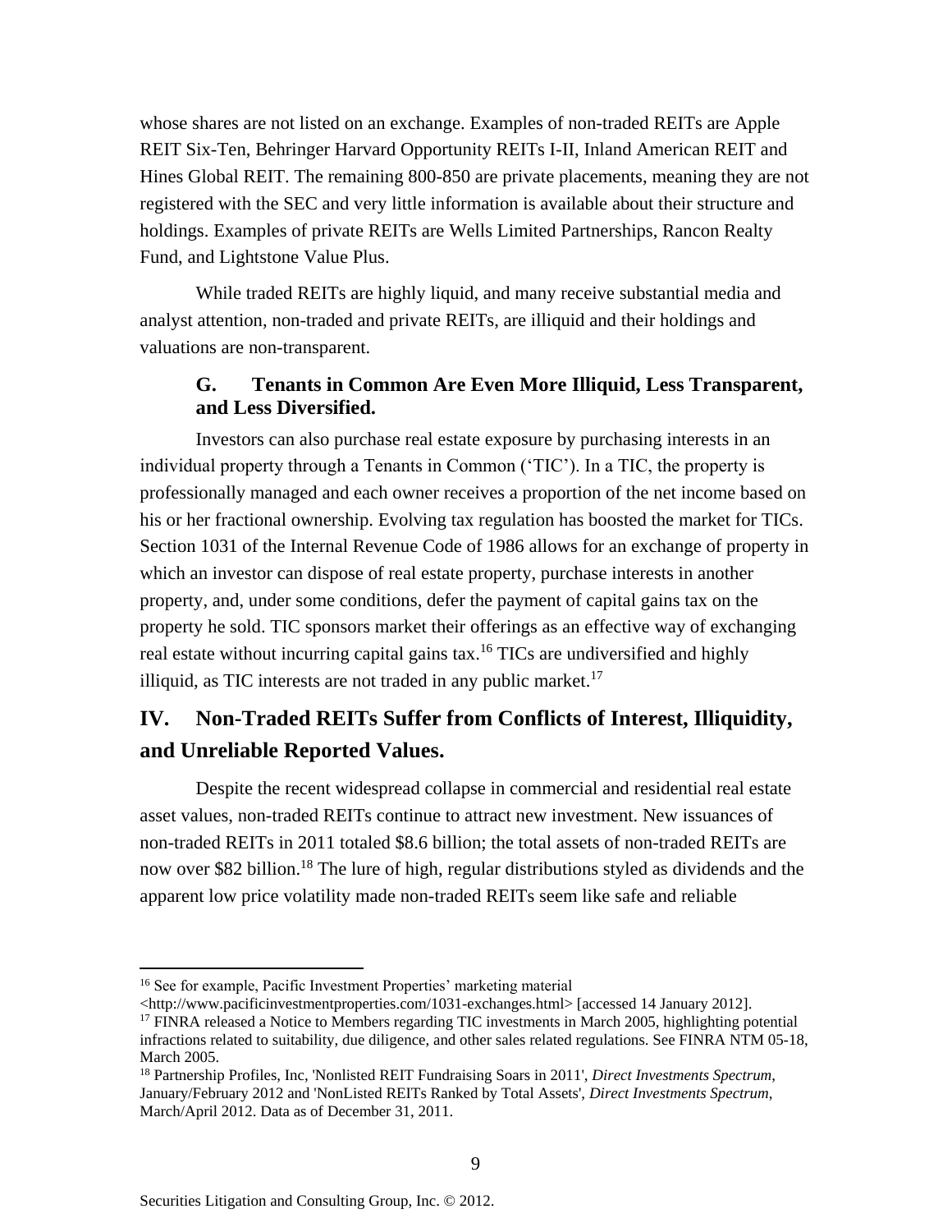whose shares are not listed on an exchange. Examples of non-traded REITs are Apple REIT Six-Ten, Behringer Harvard Opportunity REITs I-II, Inland American REIT and Hines Global REIT. The remaining 800-850 are private placements, meaning they are not registered with the SEC and very little information is available about their structure and holdings. Examples of private REITs are Wells Limited Partnerships, Rancon Realty Fund, and Lightstone Value Plus.

While traded REITs are highly liquid, and many receive substantial media and analyst attention, non-traded and private REITs, are illiquid and their holdings and valuations are non-transparent.

### G. Tenants in Common Are Even More Illiquid, Less Transparent, and Less Diversified.

Investors can also purchase real estate exposure by purchasing interests in an individual property through a Tenants in Common (‘TIC’). In a TIC, the property is professionally managed and each owner receives a proportion of the net income based on his or her fractional ownership. Evolving tax regulation has boosted the market for TICs. Section 1031 of the Internal Revenue Code of 1986 allows for an exchange of property in which an investor can dispose of real estate property, purchase interests in another property, and, under some conditions, defer the payment of capital gains tax on the property he sold. TIC sponsors market their offerings as an effective way of exchanging real estate without incurring capital gains tax.[16] TICs are undiversified and highly illiquid, as TIC interests are not traded in any public market.[17]

## IV. Non-Traded REITs Suffer from Conflicts of Interest, Illiquidity, and Unreliable Reported Values.

Despite the recent widespread collapse in commercial and residential real estate asset values, non-traded REITs continue to attract new investment. New issuances of non-traded REITs in 2011 totaled $8.6 billion; the total assets of non-traded REITs are now over $82 billion.[18] The lure of high, regular distributions styled as dividends and the apparent low price volatility made non-traded REITs seem like safe and reliable

---

[16] See for example, Pacific Investment Properties’ marketing material <http://www.pacificinvestmentproperties.com/1031-exchanges.html> [accessed 14 January 2012].

[17] FINRA released a Notice to Members regarding TIC investments in March 2005, highlighting potential infractions related to suitability, due diligence, and other sales related regulations. See FINRA NTM 05-18, March 2005.

[18] Partnership Profiles, Inc, 'Nonlisted REIT Fundraising Soars in 2011', *Direct Investments Spectrum*, January/February 2012 and 'NonListed REITs Ranked by Total Assets', *Direct Investments Spectrum*, March/April 2012. Data as of December 31, 2011.

Securities Litigation and Consulting Group, Inc. © 2012.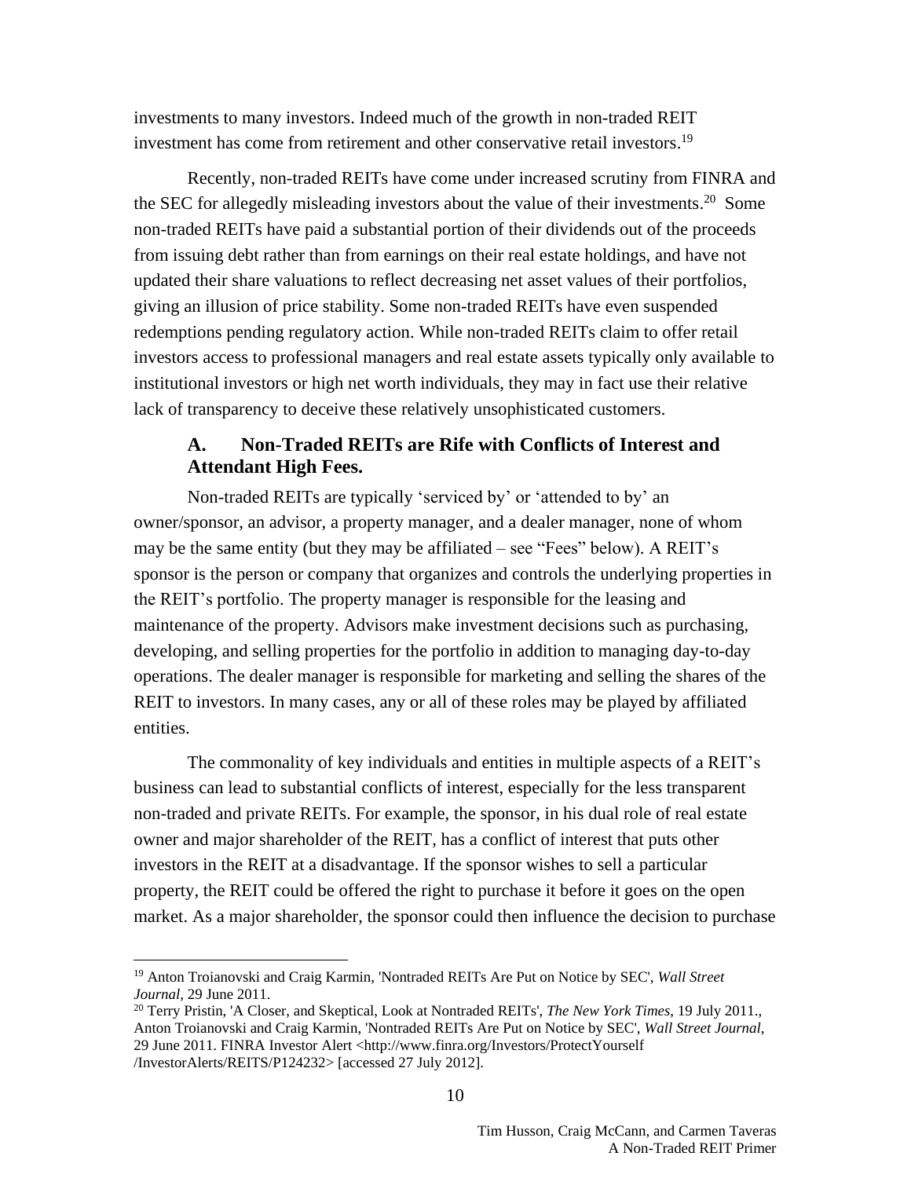investments to many investors. Indeed much of the growth in non-traded REIT investment has come from retirement and other conservative retail investors.[19]

Recently, non-traded REITs have come under increased scrutiny from FINRA and the SEC for allegedly misleading investors about the value of their investments.[20] Some non-traded REITs have paid a substantial portion of their dividends out of the proceeds from issuing debt rather than from earnings on their real estate holdings, and have not updated their share valuations to reflect decreasing net asset values of their portfolios, giving an illusion of price stability. Some non-traded REITs have even suspended redemptions pending regulatory action. While non-traded REITs claim to offer retail investors access to professional managers and real estate assets typically only available to institutional investors or high net worth individuals, they may in fact use their relative lack of transparency to deceive these relatively unsophisticated customers.

### A. Non-Traded REITs are Rife with Conflicts of Interest and Attendant High Fees.

Non-traded REITs are typically 'serviced by' or 'attended to by' an owner/sponsor, an advisor, a property manager, and a dealer manager, none of whom may be the same entity (but they may be affiliated – see "Fees" below). A REIT's sponsor is the person or company that organizes and controls the underlying properties in the REIT's portfolio. The property manager is responsible for the leasing and maintenance of the property. Advisors make investment decisions such as purchasing, developing, and selling properties for the portfolio in addition to managing day-to-day operations. The dealer manager is responsible for marketing and selling the shares of the REIT to investors. In many cases, any or all of these roles may be played by affiliated entities.

The commonality of key individuals and entities in multiple aspects of a REIT's business can lead to substantial conflicts of interest, especially for the less transparent non-traded and private REITs. For example, the sponsor, in his dual role of real estate owner and major shareholder of the REIT, has a conflict of interest that puts other investors in the REIT at a disadvantage. If the sponsor wishes to sell a particular property, the REIT could be offered the right to purchase it before it goes on the open market. As a major shareholder, the sponsor could then influence the decision to purchase

---

[19] Anton Troianovski and Craig Karmin, 'Nontraded REITs Are Put on Notice by SEC', *Wall Street Journal*, 29 June 2011.

[20] Terry Pristin, 'A Closer, and Skeptical, Look at Nontraded REITs', *The New York Times*, 19 July 2011., Anton Troianovski and Craig Karmin, 'Nontraded REITs Are Put on Notice by SEC', *Wall Street Journal*, 29 June 2011. FINRA Investor Alert <http://www.finra.org/Investors/ProtectYourself /InvestorAlerts/REITS/P124232> [accessed 27 July 2012].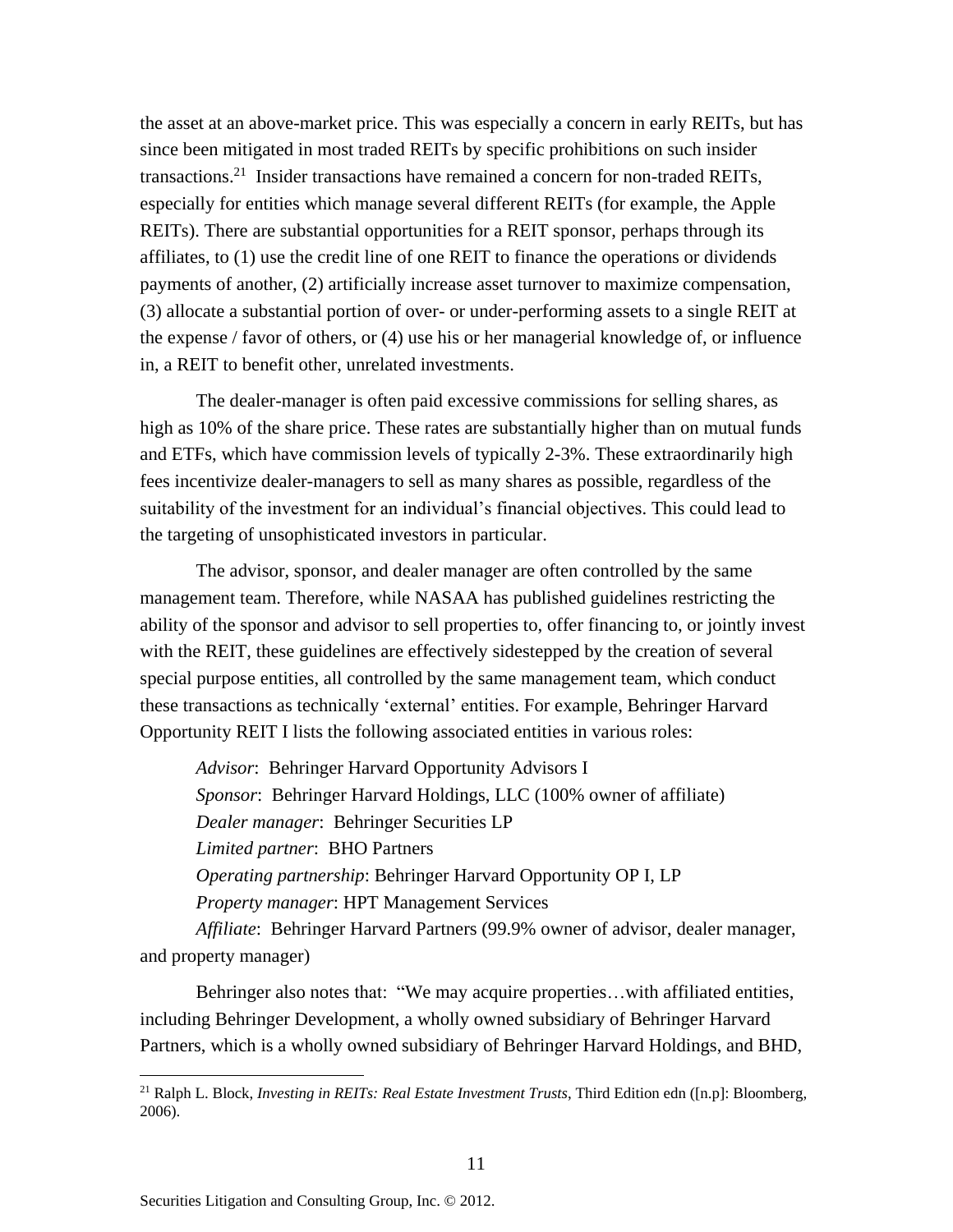the asset at an above-market price. This was especially a concern in early REITs, but has since been mitigated in most traded REITs by specific prohibitions on such insider transactions.[21] Insider transactions have remained a concern for non-traded REITs, especially for entities which manage several different REITs (for example, the Apple REITs). There are substantial opportunities for a REIT sponsor, perhaps through its affiliates, to (1) use the credit line of one REIT to finance the operations or dividends payments of another, (2) artificially increase asset turnover to maximize compensation, (3) allocate a substantial portion of over- or under-performing assets to a single REIT at the expense / favor of others, or (4) use his or her managerial knowledge of, or influence in, a REIT to benefit other, unrelated investments.

The dealer-manager is often paid excessive commissions for selling shares, as high as 10% of the share price. These rates are substantially higher than on mutual funds and ETFs, which have commission levels of typically 2-3%. These extraordinarily high fees incentivize dealer-managers to sell as many shares as possible, regardless of the suitability of the investment for an individual's financial objectives. This could lead to the targeting of unsophisticated investors in particular.

The advisor, sponsor, and dealer manager are often controlled by the same management team. Therefore, while NASAA has published guidelines restricting the ability of the sponsor and advisor to sell properties to, offer financing to, or jointly invest with the REIT, these guidelines are effectively sidestepped by the creation of several special purpose entities, all controlled by the same management team, which conduct these transactions as technically 'external' entities. For example, Behringer Harvard Opportunity REIT I lists the following associated entities in various roles:

*Advisor*: Behringer Harvard Opportunity Advisors I
*Sponsor*: Behringer Harvard Holdings, LLC (100% owner of affiliate)
*Dealer manager*: Behringer Securities LP
*Limited partner*: BHO Partners
*Operating partnership*: Behringer Harvard Opportunity OP I, LP
*Property manager*: HPT Management Services
*Affiliate*: Behringer Harvard Partners (99.9% owner of advisor, dealer manager, and property manager)

Behringer also notes that: "We may acquire properties…with affiliated entities, including Behringer Development, a wholly owned subsidiary of Behringer Harvard Partners, which is a wholly owned subsidiary of Behringer Harvard Holdings, and BHD,

---

[21] Ralph L. Block, *Investing in REITs: Real Estate Investment Trusts*, Third Edition edn ([n.p]: Bloomberg, 2006).

Securities Litigation and Consulting Group, Inc. © 2012.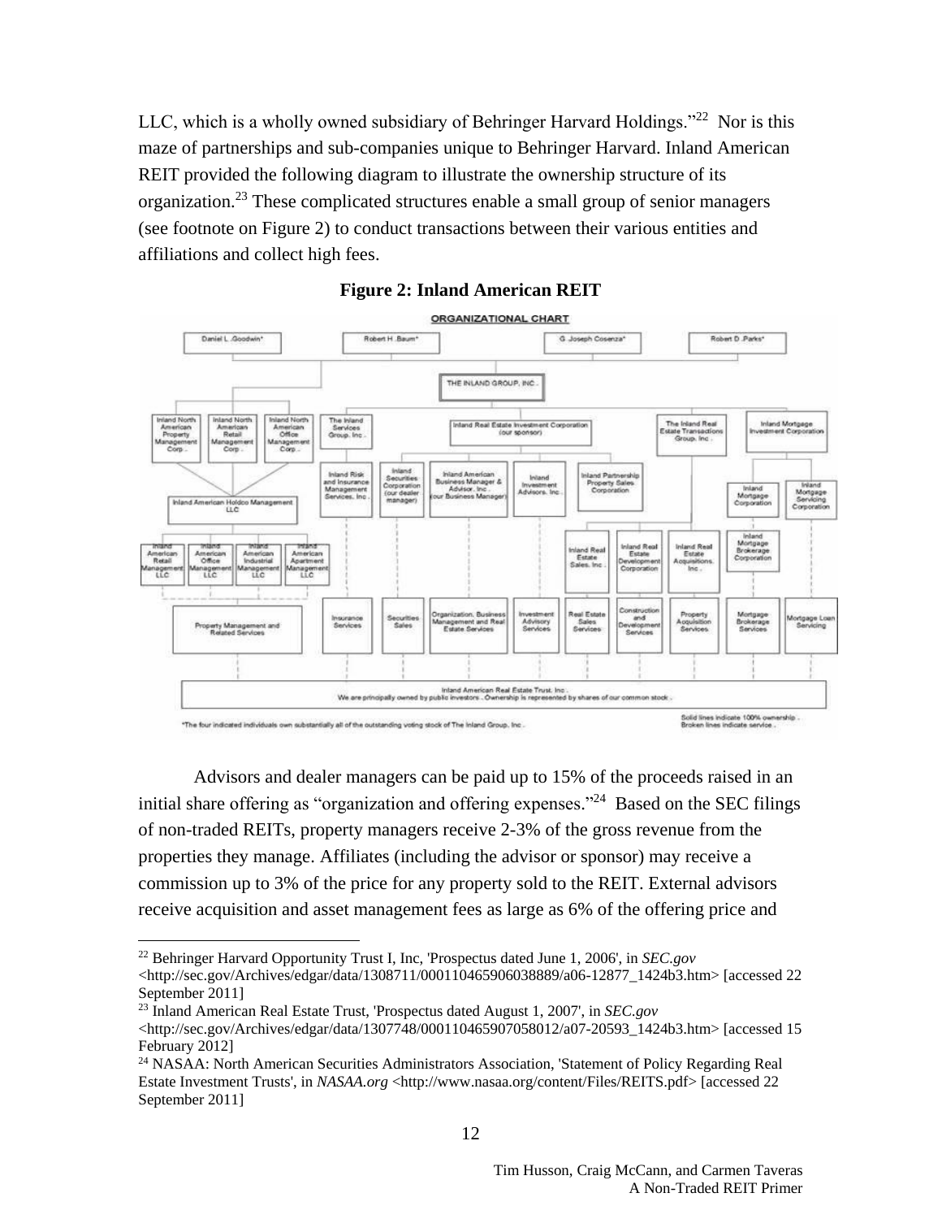LLC, which is a wholly owned subsidiary of Behringer Harvard Holdings."[22] Nor is this maze of partnerships and sub-companies unique to Behringer Harvard. Inland American REIT provided the following diagram to illustrate the ownership structure of its organization.[23] These complicated structures enable a small group of senior managers (see footnote on Figure 2) to conduct transactions between their various entities and affiliations and collect high fees.

**Figure 2: Inland American REIT**

Advisors and dealer managers can be paid up to 15% of the proceeds raised in an initial share offering as "organization and offering expenses."[24] Based on the SEC filings of non-traded REITs, property managers receive 2-3% of the gross revenue from the properties they manage. Affiliates (including the advisor or sponsor) may receive a commission up to 3% of the price for any property sold to the REIT. External advisors receive acquisition and asset management fees as large as 6% of the offering price and

---

[22] Behringer Harvard Opportunity Trust I, Inc, 'Prospectus dated June 1, 2006', in *SEC.gov* <http://sec.gov/Archives/edgar/data/1308711/000110465906038889/a06-12877_1424b3.htm> [accessed 22 September 2011]

[23] Inland American Real Estate Trust, 'Prospectus dated August 1, 2007', in *SEC.gov* <http://sec.gov/Archives/edgar/data/1307748/000110465907058012/a07-20593_1424b3.htm> [accessed 15 February 2012]

[24] NASAA: North American Securities Administrators Association, 'Statement of Policy Regarding Real Estate Investment Trusts', in *NASAA.org* <http://www.nasaa.org/content/Files/REITS.pdf> [accessed 22 September 2011]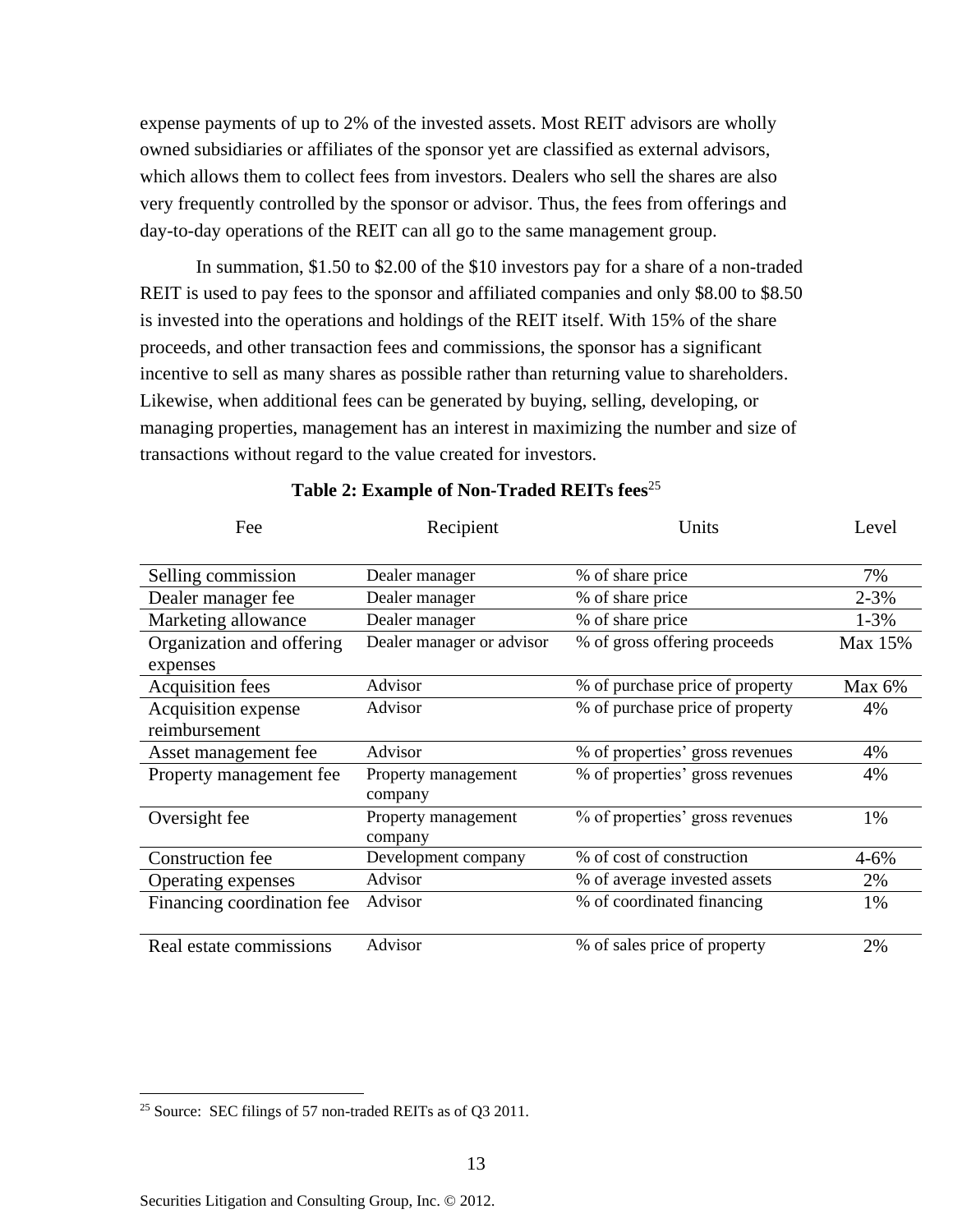expense payments of up to 2% of the invested assets. Most REIT advisors are wholly owned subsidiaries or affiliates of the sponsor yet are classified as external advisors, which allows them to collect fees from investors. Dealers who sell the shares are also very frequently controlled by the sponsor or advisor. Thus, the fees from offerings and day-to-day operations of the REIT can all go to the same management group.

In summation, \$1.50 to \$2.00 of the \$10 investors pay for a share of a non-traded REIT is used to pay fees to the sponsor and affiliated companies and only \$8.00 to \$8.50 is invested into the operations and holdings of the REIT itself. With 15% of the share proceeds, and other transaction fees and commissions, the sponsor has a significant incentive to sell as many shares as possible rather than returning value to shareholders. Likewise, when additional fees can be generated by buying, selling, developing, or managing properties, management has an interest in maximizing the number and size of transactions without regard to the value created for investors.

**Table 2: Example of Non-Traded REITs fees**[25]

| Fee | Recipient | Units | Level |
|---|---|---|---|
| Selling commission | Dealer manager | % of share price | 7% |
| Dealer manager fee | Dealer manager | % of share price | 2-3% |
| Marketing allowance | Dealer manager | % of share price | 1-3% |
| Organization and offering expenses | Dealer manager or advisor | % of gross offering proceeds | Max 15% |
| Acquisition fees | Advisor | % of purchase price of property | Max 6% |
| Acquisition expense reimbursement | Advisor | % of purchase price of property | 4% |
| Asset management fee | Advisor | % of properties' gross revenues | 4% |
| Property management fee | Property management company | % of properties' gross revenues | 4% |
| Oversight fee | Property management company | % of properties' gross revenues | 1% |
| Construction fee | Development company | % of cost of construction | 4-6% |
| Operating expenses | Advisor | % of average invested assets | 2% |
| Financing coordination fee | Advisor | % of coordinated financing | 1% |
| Real estate commissions | Advisor | % of sales price of property | 2% |

[25] Source: SEC filings of 57 non-traded REITs as of Q3 2011.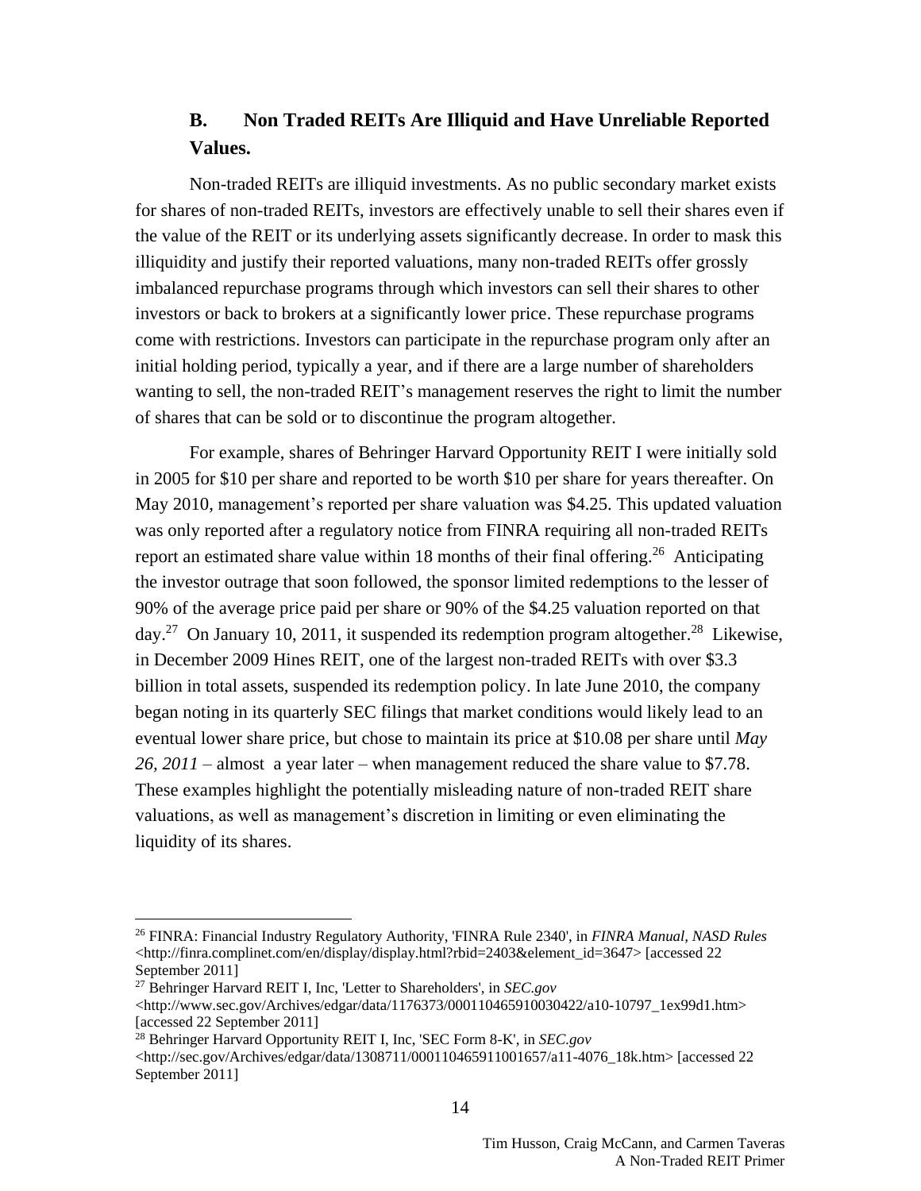### B. Non Traded REITs Are Illiquid and Have Unreliable Reported Values.

Non-traded REITs are illiquid investments. As no public secondary market exists for shares of non-traded REITs, investors are effectively unable to sell their shares even if the value of the REIT or its underlying assets significantly decrease. In order to mask this illiquidity and justify their reported valuations, many non-traded REITs offer grossly imbalanced repurchase programs through which investors can sell their shares to other investors or back to brokers at a significantly lower price. These repurchase programs come with restrictions. Investors can participate in the repurchase program only after an initial holding period, typically a year, and if there are a large number of shareholders wanting to sell, the non-traded REIT's management reserves the right to limit the number of shares that can be sold or to discontinue the program altogether.

For example, shares of Behringer Harvard Opportunity REIT I were initially sold in 2005 for $10 per share and reported to be worth $10 per share for years thereafter. On May 2010, management's reported per share valuation was $4.25. This updated valuation was only reported after a regulatory notice from FINRA requiring all non-traded REITs report an estimated share value within 18 months of their final offering.[26] Anticipating the investor outrage that soon followed, the sponsor limited redemptions to the lesser of 90% of the average price paid per share or 90% of the $4.25 valuation reported on that day.[27] On January 10, 2011, it suspended its redemption program altogether.[28] Likewise, in December 2009 Hines REIT, one of the largest non-traded REITs with over $3.3 billion in total assets, suspended its redemption policy. In late June 2010, the company began noting in its quarterly SEC filings that market conditions would likely lead to an eventual lower share price, but chose to maintain its price at $10.08 per share until *May 26, 2011* – almost a year later – when management reduced the share value to $7.78. These examples highlight the potentially misleading nature of non-traded REIT share valuations, as well as management's discretion in limiting or even eliminating the liquidity of its shares.

---

[26] FINRA: Financial Industry Regulatory Authority, 'FINRA Rule 2340', in *FINRA Manual, NASD Rules* <http://finra.complinet.com/en/display/display.html?rbid=2403&element_id=3647> [accessed 22 September 2011]

[27] Behringer Harvard REIT I, Inc, 'Letter to Shareholders', in *SEC.gov* <http://www.sec.gov/Archives/edgar/data/1176373/000110465910030422/a10-10797_1ex99d1.htm> [accessed 22 September 2011]

[28] Behringer Harvard Opportunity REIT I, Inc, 'SEC Form 8-K', in *SEC.gov* <http://sec.gov/Archives/edgar/data/1308711/000110465911001657/a11-4076_18k.htm> [accessed 22 September 2011]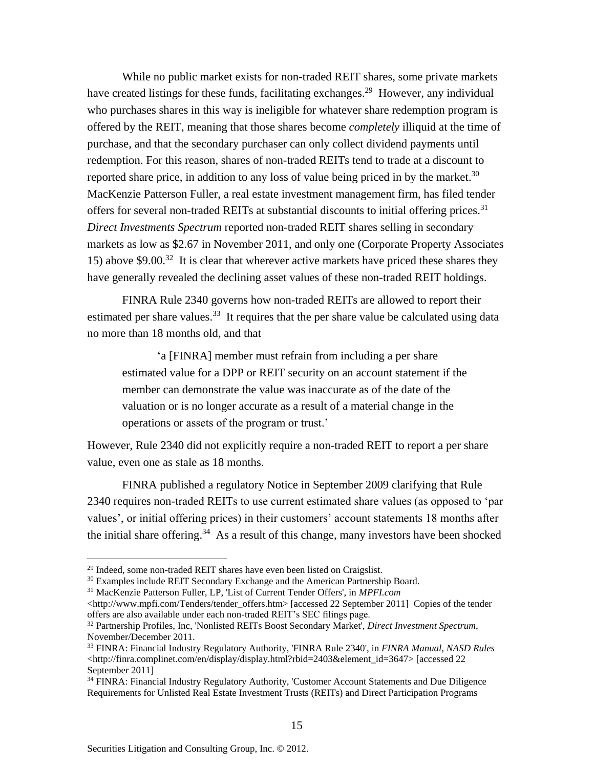While no public market exists for non-traded REIT shares, some private markets have created listings for these funds, facilitating exchanges.[29] However, any individual who purchases shares in this way is ineligible for whatever share redemption program is offered by the REIT, meaning that those shares become *completely* illiquid at the time of purchase, and that the secondary purchaser can only collect dividend payments until redemption. For this reason, shares of non-traded REITs tend to trade at a discount to reported share price, in addition to any loss of value being priced in by the market.[30] MacKenzie Patterson Fuller, a real estate investment management firm, has filed tender offers for several non-traded REITs at substantial discounts to initial offering prices.[31] *Direct Investments Spectrum* reported non-traded REIT shares selling in secondary markets as low as $2.67 in November 2011, and only one (Corporate Property Associates 15) above $9.00.[32] It is clear that wherever active markets have priced these shares they have generally revealed the declining asset values of these non-traded REIT holdings.

FINRA Rule 2340 governs how non-traded REITs are allowed to report their estimated per share values.[33] It requires that the per share value be calculated using data no more than 18 months old, and that

> 'a [FINRA] member must refrain from including a per share estimated value for a DPP or REIT security on an account statement if the member can demonstrate the value was inaccurate as of the date of the valuation or is no longer accurate as a result of a material change in the operations or assets of the program or trust.'

However, Rule 2340 did not explicitly require a non-traded REIT to report a per share value, even one as stale as 18 months.

FINRA published a regulatory Notice in September 2009 clarifying that Rule 2340 requires non-traded REITs to use current estimated share values (as opposed to 'par values', or initial offering prices) in their customers' account statements 18 months after the initial share offering.[34] As a result of this change, many investors have been shocked

---

[29] Indeed, some non-traded REIT shares have even been listed on Craigslist.

[30] Examples include REIT Secondary Exchange and the American Partnership Board.

[31] MacKenzie Patterson Fuller, LP, 'List of Current Tender Offers', in *MPFI.com* <http://www.mpfi.com/Tenders/tender_offers.htm> [accessed 22 September 2011] Copies of the tender offers are also available under each non-traded REIT's SEC filings page.

[32] Partnership Profiles, Inc, 'Nonlisted REITs Boost Secondary Market', *Direct Investment Spectrum*, November/December 2011.

[33] FINRA: Financial Industry Regulatory Authority, 'FINRA Rule 2340', in *FINRA Manual, NASD Rules* <http://finra.complinet.com/en/display/display.html?rbid=2403&element_id=3647> [accessed 22 September 2011]

[34] FINRA: Financial Industry Regulatory Authority, 'Customer Account Statements and Due Diligence Requirements for Unlisted Real Estate Investment Trusts (REITs) and Direct Participation Programs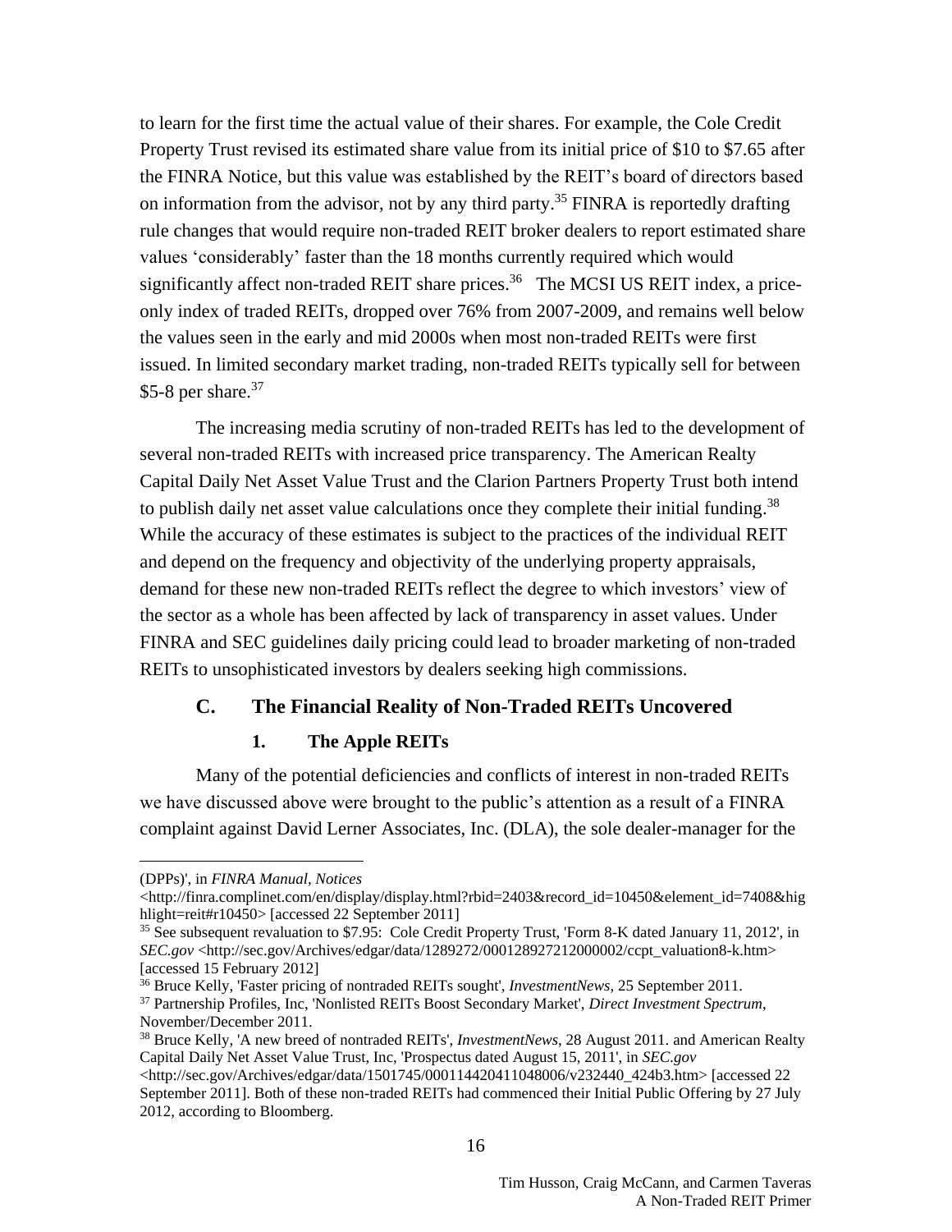to learn for the first time the actual value of their shares. For example, the Cole Credit Property Trust revised its estimated share value from its initial price of $10 to $7.65 after the FINRA Notice, but this value was established by the REIT's board of directors based on information from the advisor, not by any third party.[35] FINRA is reportedly drafting rule changes that would require non-traded REIT broker dealers to report estimated share values 'considerably' faster than the 18 months currently required which would significantly affect non-traded REIT share prices.[36] The MCSI US REIT index, a price-only index of traded REITs, dropped over 76% from 2007-2009, and remains well below the values seen in the early and mid 2000s when most non-traded REITs were first issued. In limited secondary market trading, non-traded REITs typically sell for between $5-8 per share.[37]

The increasing media scrutiny of non-traded REITs has led to the development of several non-traded REITs with increased price transparency. The American Realty Capital Daily Net Asset Value Trust and the Clarion Partners Property Trust both intend to publish daily net asset value calculations once they complete their initial funding.[38] While the accuracy of these estimates is subject to the practices of the individual REIT and depend on the frequency and objectivity of the underlying property appraisals, demand for these new non-traded REITs reflect the degree to which investors' view of the sector as a whole has been affected by lack of transparency in asset values. Under FINRA and SEC guidelines daily pricing could lead to broader marketing of non-traded REITs to unsophisticated investors by dealers seeking high commissions.

### C. The Financial Reality of Non-Traded REITs Uncovered

#### 1. The Apple REITs

Many of the potential deficiencies and conflicts of interest in non-traded REITs we have discussed above were brought to the public's attention as a result of a FINRA complaint against David Lerner Associates, Inc. (DLA), the sole dealer-manager for the

---

(DPPs)', in *FINRA Manual, Notices* <http://finra.complinet.com/en/display/display.html?rbid=2403&record_id=10450&element_id=7408&highlight=reit#r10450> [accessed 22 September 2011]

[35] See subsequent revaluation to $7.95: Cole Credit Property Trust, 'Form 8-K dated January 11, 2012', in *SEC.gov* <http://sec.gov/Archives/edgar/data/1289272/000128927212000002/ccpt_valuation8-k.htm> [accessed 15 February 2012]

[36] Bruce Kelly, 'Faster pricing of nontraded REITs sought', *InvestmentNews*, 25 September 2011.

[37] Partnership Profiles, Inc, 'Nonlisted REITs Boost Secondary Market', *Direct Investment Spectrum*, November/December 2011.

[38] Bruce Kelly, 'A new breed of nontraded REITs', *InvestmentNews*, 28 August 2011. and American Realty Capital Daily Net Asset Value Trust, Inc, 'Prospectus dated August 15, 2011', in *SEC.gov* <http://sec.gov/Archives/edgar/data/1501745/000114420411048006/v232440_424b3.htm> [accessed 22 September 2011]. Both of these non-traded REITs had commenced their Initial Public Offering by 27 July 2012, according to Bloomberg.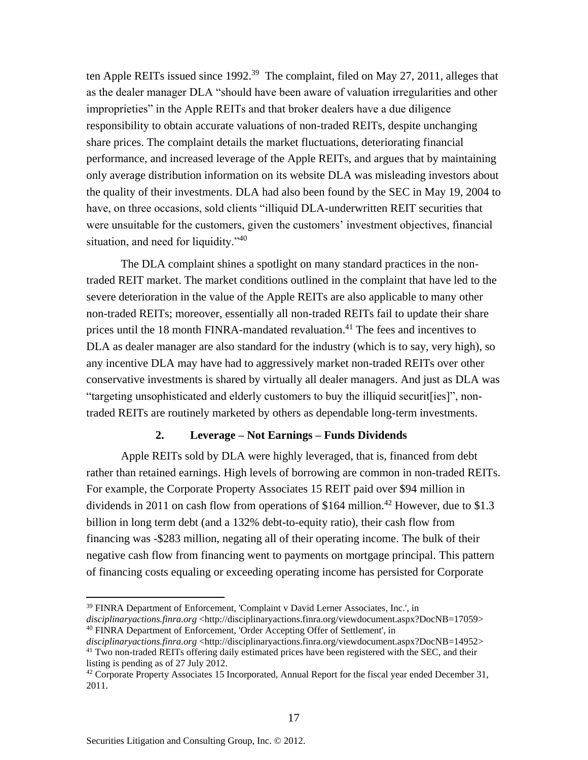ten Apple REITs issued since 1992.[39] The complaint, filed on May 27, 2011, alleges that as the dealer manager DLA "should have been aware of valuation irregularities and other improprieties" in the Apple REITs and that broker dealers have a due diligence responsibility to obtain accurate valuations of non-traded REITs, despite unchanging share prices. The complaint details the market fluctuations, deteriorating financial performance, and increased leverage of the Apple REITs, and argues that by maintaining only average distribution information on its website DLA was misleading investors about the quality of their investments. DLA had also been found by the SEC in May 19, 2004 to have, on three occasions, sold clients "illiquid DLA-underwritten REIT securities that were unsuitable for the customers, given the customers' investment objectives, financial situation, and need for liquidity."[40]

The DLA complaint shines a spotlight on many standard practices in the non-traded REIT market. The market conditions outlined in the complaint that have led to the severe deterioration in the value of the Apple REITs are also applicable to many other non-traded REITs; moreover, essentially all non-traded REITs fail to update their share prices until the 18 month FINRA-mandated revaluation.[41] The fees and incentives to DLA as dealer manager are also standard for the industry (which is to say, very high), so any incentive DLA may have had to aggressively market non-traded REITs over other conservative investments is shared by virtually all dealer managers. And just as DLA was "targeting unsophisticated and elderly customers to buy the illiquid securit[ies]", non-traded REITs are routinely marketed by others as dependable long-term investments.

### 2. Leverage – Not Earnings – Funds Dividends

Apple REITs sold by DLA were highly leveraged, that is, financed from debt rather than retained earnings. High levels of borrowing are common in non-traded REITs. For example, the Corporate Property Associates 15 REIT paid over $94 million in dividends in 2011 on cash flow from operations of $164 million.[42] However, due to $1.3 billion in long term debt (and a 132% debt-to-equity ratio), their cash flow from financing was -$283 million, negating all of their operating income. The bulk of their negative cash flow from financing went to payments on mortgage principal. This pattern of financing costs equaling or exceeding operating income has persisted for Corporate

---

[39] FINRA Department of Enforcement, 'Complaint v David Lerner Associates, Inc.', in *disciplinaryactions.finra.org* <http://disciplinaryactions.finra.org/viewdocument.aspx?DocNB=17059>

[40] FINRA Department of Enforcement, 'Order Accepting Offer of Settlement', in *disciplinaryactions.finra.org* <http://disciplinaryactions.finra.org/viewdocument.aspx?DocNB=14952>

[41] Two non-traded REITs offering daily estimated prices have been registered with the SEC, and their listing is pending as of 27 July 2012.

[42] Corporate Property Associates 15 Incorporated, Annual Report for the fiscal year ended December 31, 2011.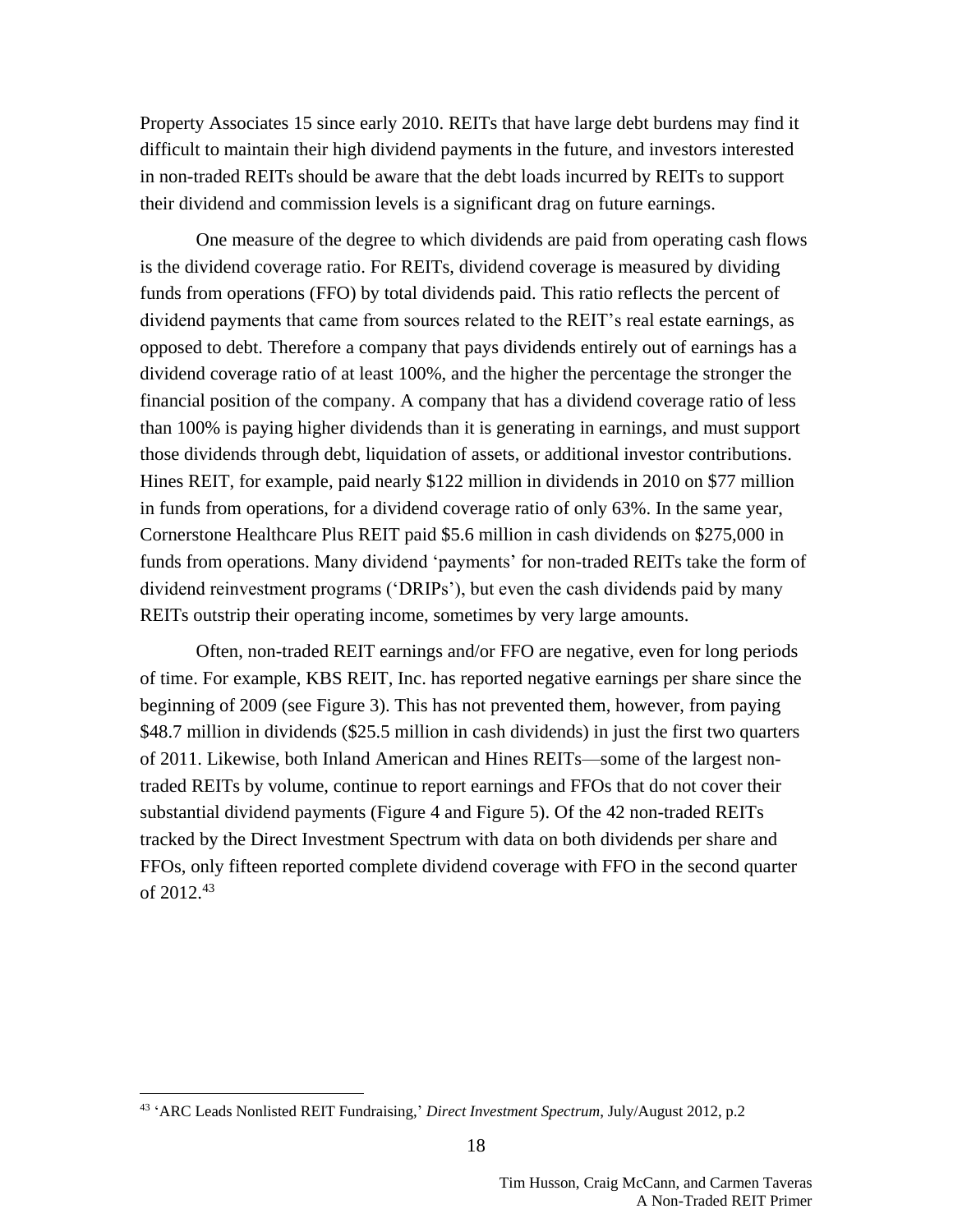Property Associates 15 since early 2010. REITs that have large debt burdens may find it difficult to maintain their high dividend payments in the future, and investors interested in non-traded REITs should be aware that the debt loads incurred by REITs to support their dividend and commission levels is a significant drag on future earnings.

One measure of the degree to which dividends are paid from operating cash flows is the dividend coverage ratio. For REITs, dividend coverage is measured by dividing funds from operations (FFO) by total dividends paid. This ratio reflects the percent of dividend payments that came from sources related to the REIT's real estate earnings, as opposed to debt. Therefore a company that pays dividends entirely out of earnings has a dividend coverage ratio of at least 100%, and the higher the percentage the stronger the financial position of the company. A company that has a dividend coverage ratio of less than 100% is paying higher dividends than it is generating in earnings, and must support those dividends through debt, liquidation of assets, or additional investor contributions. Hines REIT, for example, paid nearly $122 million in dividends in 2010 on $77 million in funds from operations, for a dividend coverage ratio of only 63%. In the same year, Cornerstone Healthcare Plus REIT paid $5.6 million in cash dividends on $275,000 in funds from operations. Many dividend 'payments' for non-traded REITs take the form of dividend reinvestment programs ('DRIPs'), but even the cash dividends paid by many REITs outstrip their operating income, sometimes by very large amounts.

Often, non-traded REIT earnings and/or FFO are negative, even for long periods of time. For example, KBS REIT, Inc. has reported negative earnings per share since the beginning of 2009 (see Figure 3). This has not prevented them, however, from paying $48.7 million in dividends ($25.5 million in cash dividends) in just the first two quarters of 2011. Likewise, both Inland American and Hines REITs—some of the largest non-traded REITs by volume, continue to report earnings and FFOs that do not cover their substantial dividend payments (Figure 4 and Figure 5). Of the 42 non-traded REITs tracked by the Direct Investment Spectrum with data on both dividends per share and FFOs, only fifteen reported complete dividend coverage with FFO in the second quarter of 2012.[43]

---

[43] 'ARC Leads Nonlisted REIT Fundraising,' *Direct Investment Spectrum*, July/August 2012, p.2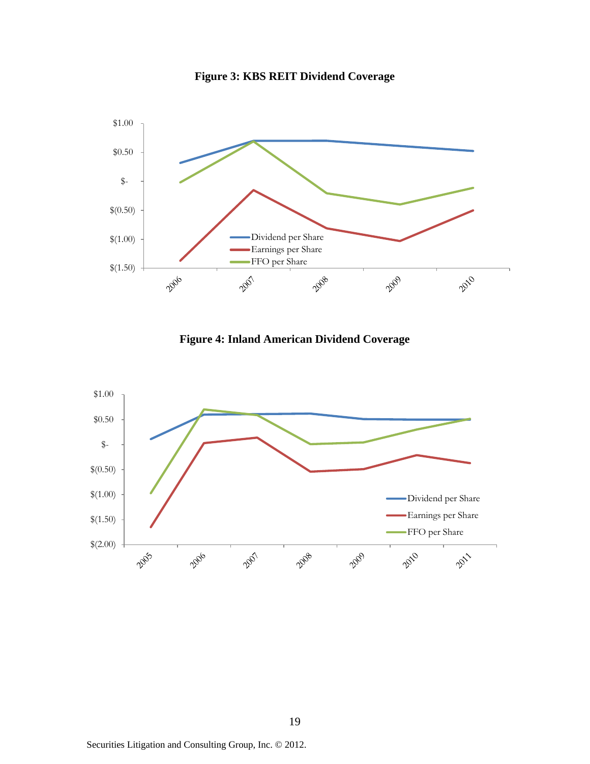**Figure 3: KBS REIT Dividend Coverage**

**Figure 4: Inland American Dividend Coverage**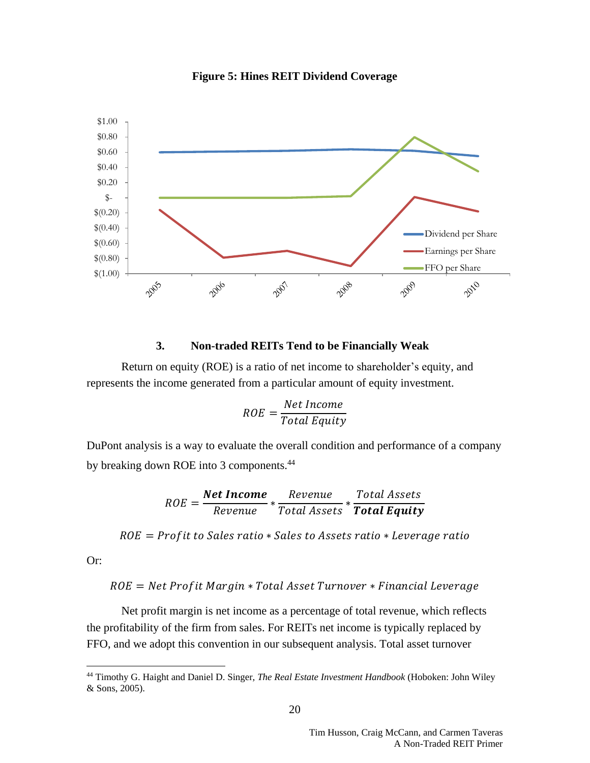**Figure 5: Hines REIT Dividend Coverage**

### 3. Non-traded REITs Tend to be Financially Weak

Return on equity (ROE) is a ratio of net income to shareholder's equity, and represents the income generated from a particular amount of equity investment.

$$ROE = \frac{Net\ Income}{Total\ Equity}$$

DuPont analysis is a way to evaluate the overall condition and performance of a company by breaking down ROE into 3 components.[44]

$$ROE = \frac{\boldsymbol{Net\ Income}}{Revenue} * \frac{Revenue}{Total\ Assets} * \frac{Total\ Assets}{\boldsymbol{Total\ Equity}}$$

$$ROE = Profit\ to\ Sales\ ratio * Sales\ to\ Assets\ ratio * Leverage\ ratio$$

Or:

$$ROE = Net\ Profit\ Margin * Total\ Asset\ Turnover * Financial\ Leverage$$

Net profit margin is net income as a percentage of total revenue, which reflects the profitability of the firm from sales. For REITs net income is typically replaced by FFO, and we adopt this convention in our subsequent analysis. Total asset turnover

[44] Timothy G. Haight and Daniel D. Singer, *The Real Estate Investment Handbook* (Hoboken: John Wiley & Sons, 2005).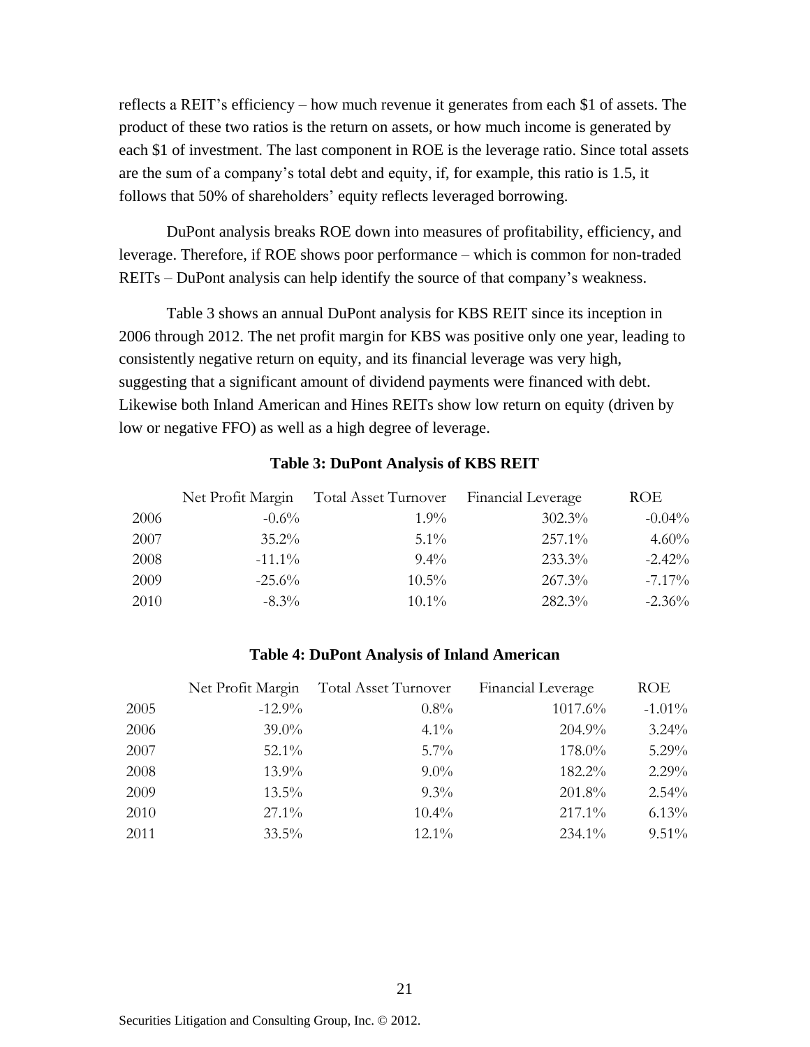reflects a REIT's efficiency – how much revenue it generates from each $1 of assets. The product of these two ratios is the return on assets, or how much income is generated by each $1 of investment. The last component in ROE is the leverage ratio. Since total assets are the sum of a company's total debt and equity, if, for example, this ratio is 1.5, it follows that 50% of shareholders' equity reflects leveraged borrowing.

DuPont analysis breaks ROE down into measures of profitability, efficiency, and leverage. Therefore, if ROE shows poor performance – which is common for non-traded REITs – DuPont analysis can help identify the source of that company's weakness.

Table 3 shows an annual DuPont analysis for KBS REIT since its inception in 2006 through 2012. The net profit margin for KBS was positive only one year, leading to consistently negative return on equity, and its financial leverage was very high, suggesting that a significant amount of dividend payments were financed with debt. Likewise both Inland American and Hines REITs show low return on equity (driven by low or negative FFO) as well as a high degree of leverage.

**Table 3: DuPont Analysis of KBS REIT**

| | Net Profit Margin | Total Asset Turnover | Financial Leverage | ROE |
|---|---|---|---|---|
| 2006 | -0.6% | 1.9% | 302.3% | -0.04% |
| 2007 | 35.2% | 5.1% | 257.1% | 4.60% |
| 2008 | -11.1% | 9.4% | 233.3% | -2.42% |
| 2009 | -25.6% | 10.5% | 267.3% | -7.17% |
| 2010 | -8.3% | 10.1% | 282.3% | -2.36% |

**Table 4: DuPont Analysis of Inland American**

| | Net Profit Margin | Total Asset Turnover | Financial Leverage | ROE |
|---|---|---|---|---|
| 2005 | -12.9% | 0.8% | 1017.6% | -1.01% |
| 2006 | 39.0% | 4.1% | 204.9% | 3.24% |
| 2007 | 52.1% | 5.7% | 178.0% | 5.29% |
| 2008 | 13.9% | 9.0% | 182.2% | 2.29% |
| 2009 | 13.5% | 9.3% | 201.8% | 2.54% |
| 2010 | 27.1% | 10.4% | 217.1% | 6.13% |
| 2011 | 33.5% | 12.1% | 234.1% | 9.51% |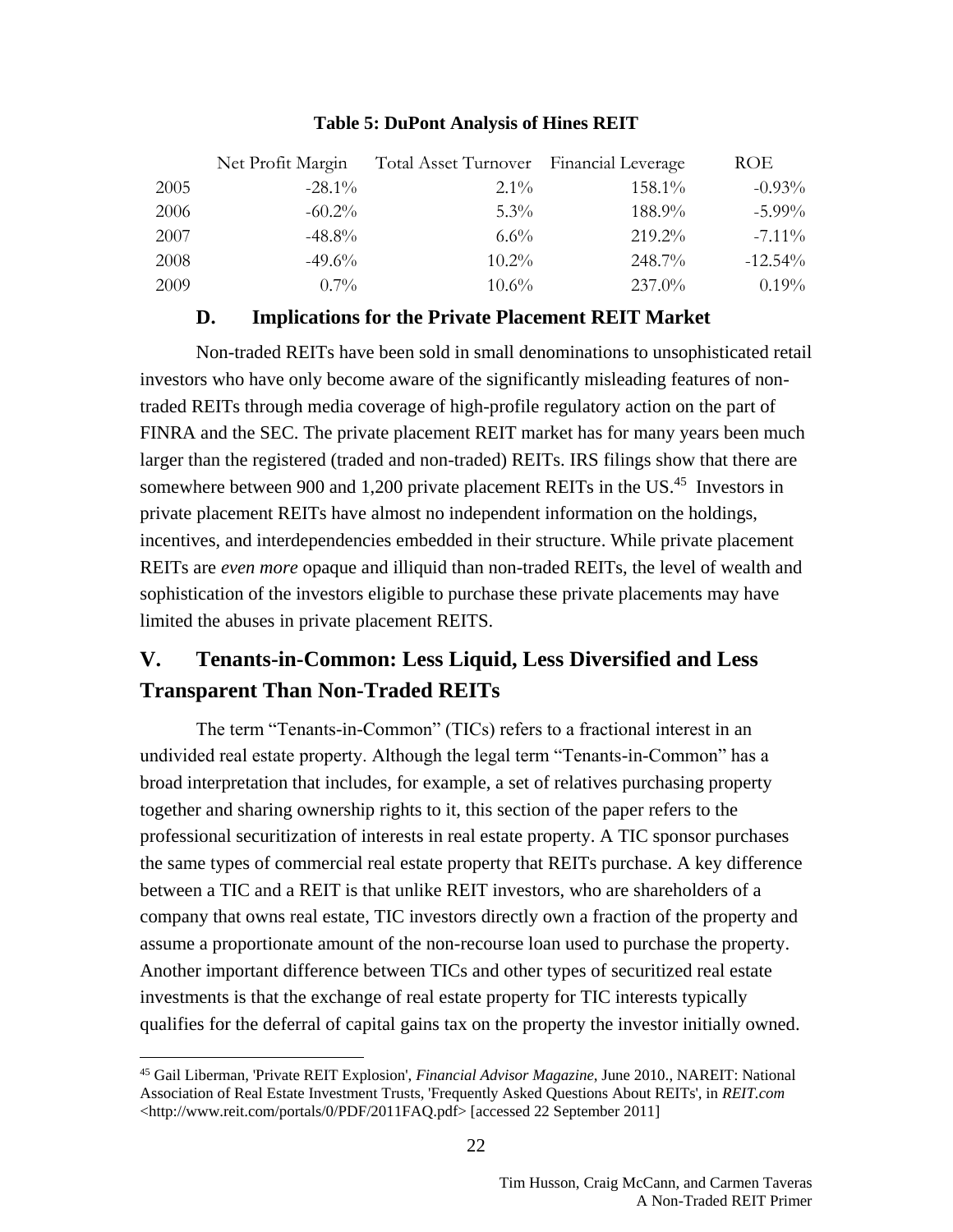**Table 5: DuPont Analysis of Hines REIT**

| | Net Profit Margin | Total Asset Turnover | Financial Leverage | ROE |
|---|---|---|---|---|
| 2005 | -28.1% | 2.1% | 158.1% | -0.93% |
| 2006 | -60.2% | 5.3% | 188.9% | -5.99% |
| 2007 | -48.8% | 6.6% | 219.2% | -7.11% |
| 2008 | -49.6% | 10.2% | 248.7% | -12.54% |
| 2009 | 0.7% | 10.6% | 237.0% | 0.19% |

### D. Implications for the Private Placement REIT Market

Non-traded REITs have been sold in small denominations to unsophisticated retail investors who have only become aware of the significantly misleading features of non-traded REITs through media coverage of high-profile regulatory action on the part of FINRA and the SEC. The private placement REIT market has for many years been much larger than the registered (traded and non-traded) REITs. IRS filings show that there are somewhere between 900 and 1,200 private placement REITs in the US.[45] Investors in private placement REITs have almost no independent information on the holdings, incentives, and interdependencies embedded in their structure. While private placement REITs are *even more* opaque and illiquid than non-traded REITs, the level of wealth and sophistication of the investors eligible to purchase these private placements may have limited the abuses in private placement REITS.

## V. Tenants-in-Common: Less Liquid, Less Diversified and Less Transparent Than Non-Traded REITs

The term "Tenants-in-Common" (TICs) refers to a fractional interest in an undivided real estate property. Although the legal term "Tenants-in-Common" has a broad interpretation that includes, for example, a set of relatives purchasing property together and sharing ownership rights to it, this section of the paper refers to the professional securitization of interests in real estate property. A TIC sponsor purchases the same types of commercial real estate property that REITs purchase. A key difference between a TIC and a REIT is that unlike REIT investors, who are shareholders of a company that owns real estate, TIC investors directly own a fraction of the property and assume a proportionate amount of the non-recourse loan used to purchase the property. Another important difference between TICs and other types of securitized real estate investments is that the exchange of real estate property for TIC interests typically qualifies for the deferral of capital gains tax on the property the investor initially owned.

---

[45] Gail Liberman, 'Private REIT Explosion', *Financial Advisor Magazine*, June 2010., NAREIT: National Association of Real Estate Investment Trusts, 'Frequently Asked Questions About REITs', in *REIT.com* <http://www.reit.com/portals/0/PDF/2011FAQ.pdf> [accessed 22 September 2011]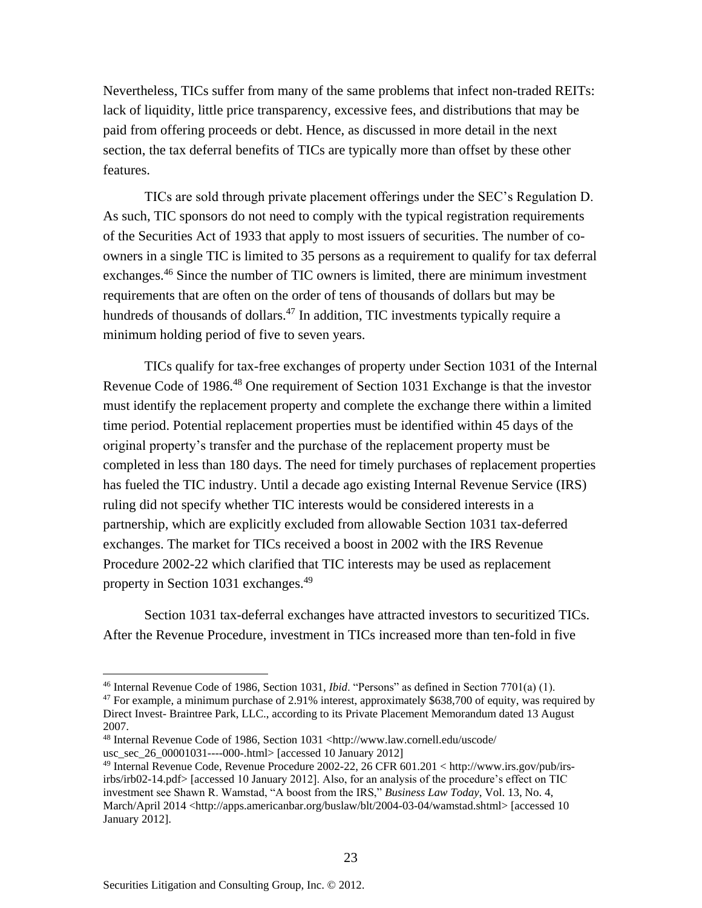Nevertheless, TICs suffer from many of the same problems that infect non-traded REITs: lack of liquidity, little price transparency, excessive fees, and distributions that may be paid from offering proceeds or debt. Hence, as discussed in more detail in the next section, the tax deferral benefits of TICs are typically more than offset by these other features.

TICs are sold through private placement offerings under the SEC's Regulation D. As such, TIC sponsors do not need to comply with the typical registration requirements of the Securities Act of 1933 that apply to most issuers of securities. The number of co-owners in a single TIC is limited to 35 persons as a requirement to qualify for tax deferral exchanges.[46] Since the number of TIC owners is limited, there are minimum investment requirements that are often on the order of tens of thousands of dollars but may be hundreds of thousands of dollars.[47] In addition, TIC investments typically require a minimum holding period of five to seven years.

TICs qualify for tax-free exchanges of property under Section 1031 of the Internal Revenue Code of 1986.[48] One requirement of Section 1031 Exchange is that the investor must identify the replacement property and complete the exchange there within a limited time period. Potential replacement properties must be identified within 45 days of the original property's transfer and the purchase of the replacement property must be completed in less than 180 days. The need for timely purchases of replacement properties has fueled the TIC industry. Until a decade ago existing Internal Revenue Service (IRS) ruling did not specify whether TIC interests would be considered interests in a partnership, which are explicitly excluded from allowable Section 1031 tax-deferred exchanges. The market for TICs received a boost in 2002 with the IRS Revenue Procedure 2002-22 which clarified that TIC interests may be used as replacement property in Section 1031 exchanges.[49]

Section 1031 tax-deferral exchanges have attracted investors to securitized TICs. After the Revenue Procedure, investment in TICs increased more than ten-fold in five

---

[46] Internal Revenue Code of 1986, Section 1031, *Ibid*. "Persons" as defined in Section 7701(a) (1).

[47] For example, a minimum purchase of 2.91% interest, approximately $638,700 of equity, was required by Direct Invest- Braintree Park, LLC., according to its Private Placement Memorandum dated 13 August 2007.

[48] Internal Revenue Code of 1986, Section 1031 <http://www.law.cornell.edu/uscode/usc_sec_26_00001031----000-.html> [accessed 10 January 2012]

[49] Internal Revenue Code, Revenue Procedure 2002-22, 26 CFR 601.201 < http://www.irs.gov/pub/irs-irbs/irb02-14.pdf> [accessed 10 January 2012]. Also, for an analysis of the procedure's effect on TIC investment see Shawn R. Wamstad, "A boost from the IRS," *Business Law Today*, Vol. 13, No. 4, March/April 2014 <http://apps.americanbar.org/buslaw/blt/2004-03-04/wamstad.shtml> [accessed 10 January 2012].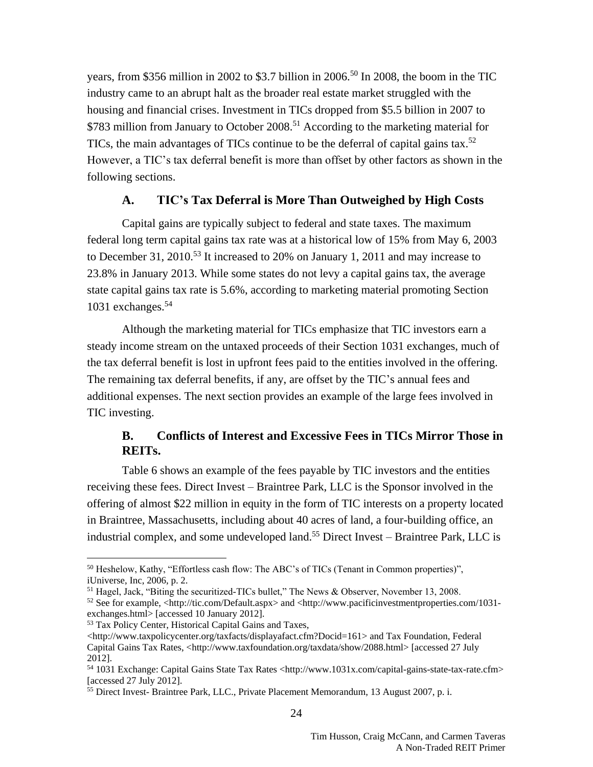years, from $356 million in 2002 to $3.7 billion in 2006.[50] In 2008, the boom in the TIC industry came to an abrupt halt as the broader real estate market struggled with the housing and financial crises. Investment in TICs dropped from $5.5 billion in 2007 to $783 million from January to October 2008.[51] According to the marketing material for TICs, the main advantages of TICs continue to be the deferral of capital gains tax.[52] However, a TIC's tax deferral benefit is more than offset by other factors as shown in the following sections.

### A. TIC's Tax Deferral is More Than Outweighed by High Costs

Capital gains are typically subject to federal and state taxes. The maximum federal long term capital gains tax rate was at a historical low of 15% from May 6, 2003 to December 31, 2010.[53] It increased to 20% on January 1, 2011 and may increase to 23.8% in January 2013. While some states do not levy a capital gains tax, the average state capital gains tax rate is 5.6%, according to marketing material promoting Section 1031 exchanges.[54]

Although the marketing material for TICs emphasize that TIC investors earn a steady income stream on the untaxed proceeds of their Section 1031 exchanges, much of the tax deferral benefit is lost in upfront fees paid to the entities involved in the offering. The remaining tax deferral benefits, if any, are offset by the TIC's annual fees and additional expenses. The next section provides an example of the large fees involved in TIC investing.

### B. Conflicts of Interest and Excessive Fees in TICs Mirror Those in REITs.

Table 6 shows an example of the fees payable by TIC investors and the entities receiving these fees. Direct Invest – Braintree Park, LLC is the Sponsor involved in the offering of almost $22 million in equity in the form of TIC interests on a property located in Braintree, Massachusetts, including about 40 acres of land, a four-building office, an industrial complex, and some undeveloped land.[55] Direct Invest – Braintree Park, LLC is

---

[50] Heshelow, Kathy, "Effortless cash flow: The ABC's of TICs (Tenant in Common properties)", iUniverse, Inc, 2006, p. 2.

[51] Hagel, Jack, "Biting the securitized-TICs bullet," The News & Observer, November 13, 2008.

[52] See for example, <http://tic.com/Default.aspx> and <http://www.pacificinvestmentproperties.com/1031-exchanges.html> [accessed 10 January 2012].

[53] Tax Policy Center, Historical Capital Gains and Taxes, <http://www.taxpolicycenter.org/taxfacts/displayafact.cfm?Docid=161> and Tax Foundation, Federal Capital Gains Tax Rates, <http://www.taxfoundation.org/taxdata/show/2088.html> [accessed 27 July 2012].

[54] 1031 Exchange: Capital Gains State Tax Rates <http://www.1031x.com/capital-gains-state-tax-rate.cfm> [accessed 27 July 2012].

[55] Direct Invest- Braintree Park, LLC., Private Placement Memorandum, 13 August 2007, p. i.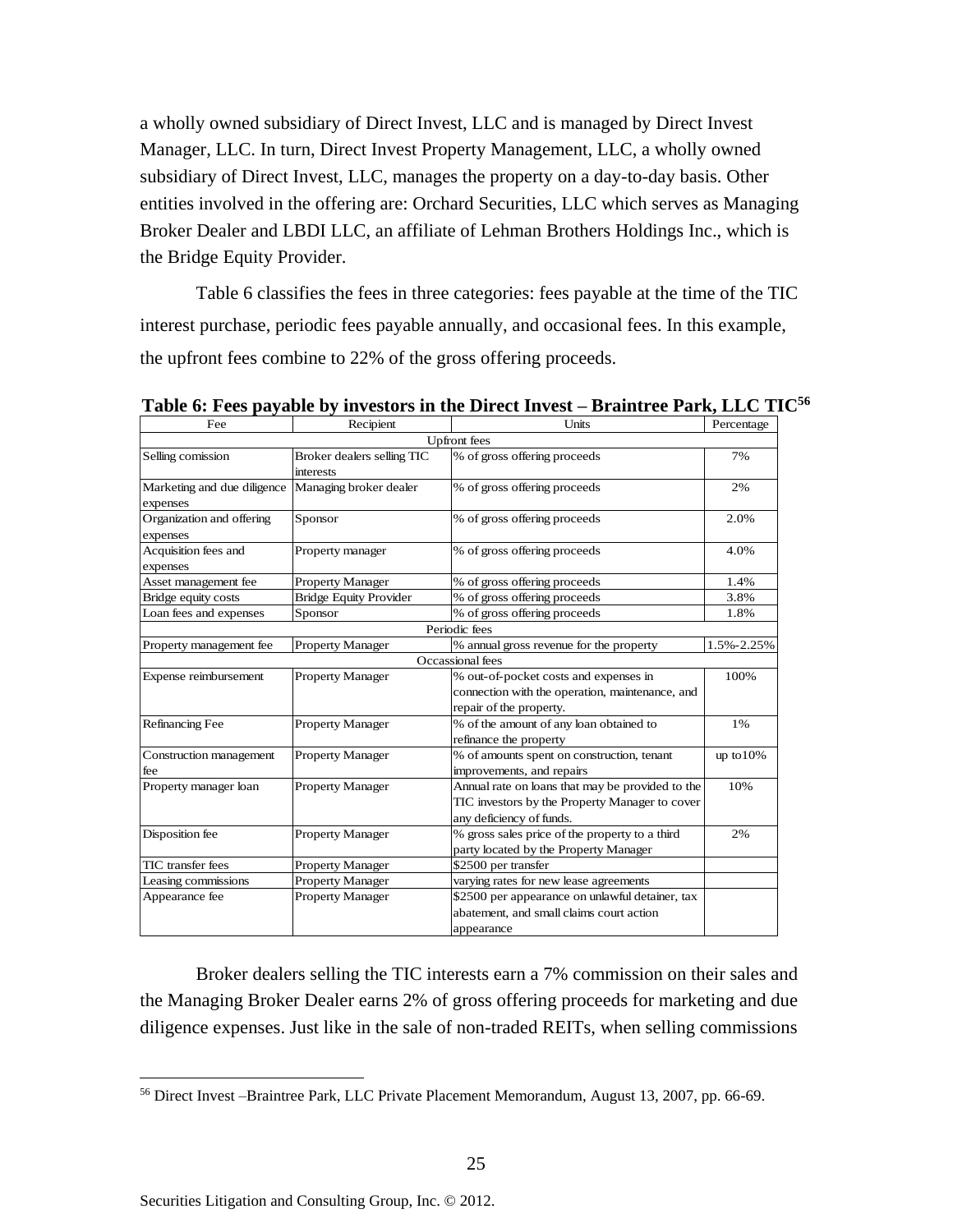a wholly owned subsidiary of Direct Invest, LLC and is managed by Direct Invest Manager, LLC. In turn, Direct Invest Property Management, LLC, a wholly owned subsidiary of Direct Invest, LLC, manages the property on a day-to-day basis. Other entities involved in the offering are: Orchard Securities, LLC which serves as Managing Broker Dealer and LBDI LLC, an affiliate of Lehman Brothers Holdings Inc., which is the Bridge Equity Provider.

Table 6 classifies the fees in three categories: fees payable at the time of the TIC interest purchase, periodic fees payable annually, and occasional fees. In this example, the upfront fees combine to 22% of the gross offering proceeds.

**Table 6: Fees payable by investors in the Direct Invest – Braintree Park, LLC TIC**[56]

| Fee | Recipient | Units | Percentage |
|---|---|---|---|
| Upfront fees | | | |
| Selling comission | Broker dealers selling TIC interests | % of gross offering proceeds | 7% |
| Marketing and due diligence expenses | Managing broker dealer | % of gross offering proceeds | 2% |
| Organization and offering expenses | Sponsor | % of gross offering proceeds | 2.0% |
| Acquisition fees and expenses | Property manager | % of gross offering proceeds | 4.0% |
| Asset management fee | Property Manager | % of gross offering proceeds | 1.4% |
| Bridge equity costs | Bridge Equity Provider | % of gross offering proceeds | 3.8% |
| Loan fees and expenses | Sponsor | % of gross offering proceeds | 1.8% |
| Periodic fees | | | |
| Property management fee | Property Manager | % annual gross revenue for the property | 1.5%-2.25% |
| Occassional fees | | | |
| Expense reimbursement | Property Manager | % out-of-pocket costs and expenses in connection with the operation, maintenance, and repair of the property. | 100% |
| Refinancing Fee | Property Manager | % of the amount of any loan obtained to refinance the property | 1% |
| Construction management fee | Property Manager | % of amounts spent on construction, tenant improvements, and repairs | up to10% |
| Property manager loan | Property Manager | Annual rate on loans that may be provided to the TIC investors by the Property Manager to cover any deficiency of funds. | 10% |
| Disposition fee | Property Manager | % gross sales price of the property to a third party located by the Property Manager | 2% |
| TIC transfer fees | Property Manager | $2500 per transfer | |
| Leasing commissions | Property Manager | varying rates for new lease agreements | |
| Appearance fee | Property Manager | $2500 per appearance on unlawful detainer, tax abatement, and small claims court action appearance | |

Broker dealers selling the TIC interests earn a 7% commission on their sales and the Managing Broker Dealer earns 2% of gross offering proceeds for marketing and due diligence expenses. Just like in the sale of non-traded REITs, when selling commissions

[56] Direct Invest –Braintree Park, LLC Private Placement Memorandum, August 13, 2007, pp. 66-69.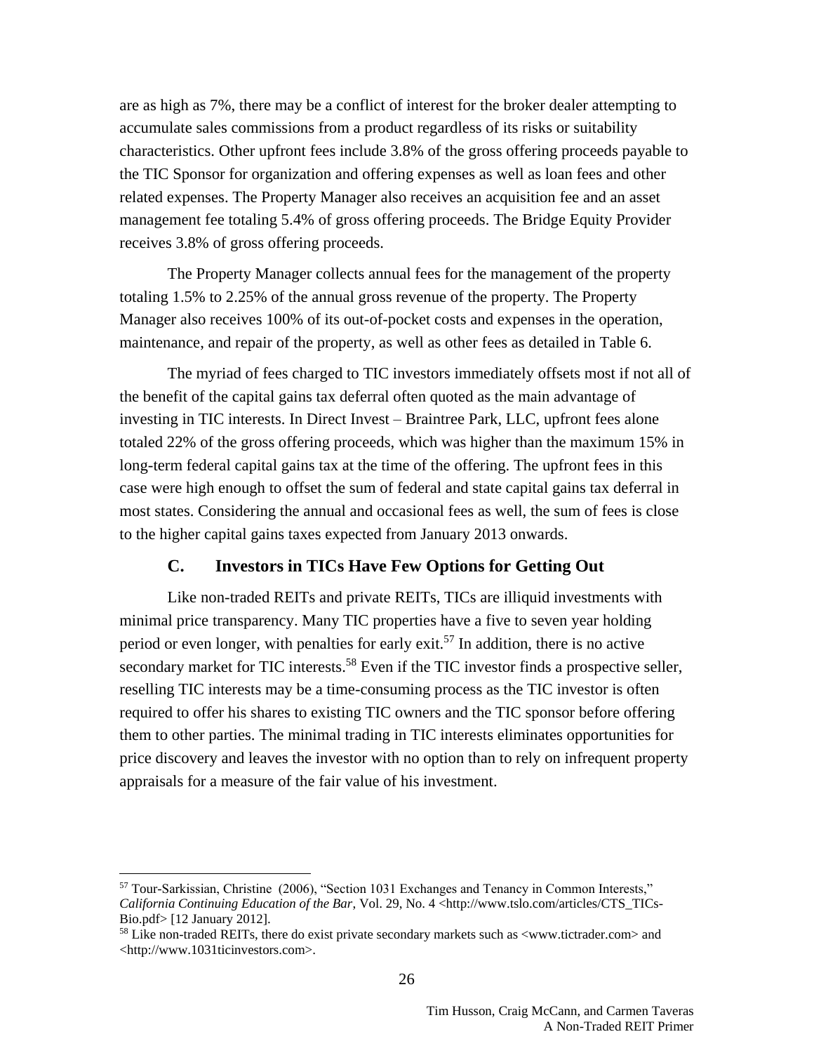are as high as 7%, there may be a conflict of interest for the broker dealer attempting to accumulate sales commissions from a product regardless of its risks or suitability characteristics. Other upfront fees include 3.8% of the gross offering proceeds payable to the TIC Sponsor for organization and offering expenses as well as loan fees and other related expenses. The Property Manager also receives an acquisition fee and an asset management fee totaling 5.4% of gross offering proceeds. The Bridge Equity Provider receives 3.8% of gross offering proceeds.

The Property Manager collects annual fees for the management of the property totaling 1.5% to 2.25% of the annual gross revenue of the property. The Property Manager also receives 100% of its out-of-pocket costs and expenses in the operation, maintenance, and repair of the property, as well as other fees as detailed in Table 6.

The myriad of fees charged to TIC investors immediately offsets most if not all of the benefit of the capital gains tax deferral often quoted as the main advantage of investing in TIC interests. In Direct Invest – Braintree Park, LLC, upfront fees alone totaled 22% of the gross offering proceeds, which was higher than the maximum 15% in long-term federal capital gains tax at the time of the offering. The upfront fees in this case were high enough to offset the sum of federal and state capital gains tax deferral in most states. Considering the annual and occasional fees as well, the sum of fees is close to the higher capital gains taxes expected from January 2013 onwards.

### C. Investors in TICs Have Few Options for Getting Out

Like non-traded REITs and private REITs, TICs are illiquid investments with minimal price transparency. Many TIC properties have a five to seven year holding period or even longer, with penalties for early exit.[57] In addition, there is no active secondary market for TIC interests.[58] Even if the TIC investor finds a prospective seller, reselling TIC interests may be a time-consuming process as the TIC investor is often required to offer his shares to existing TIC owners and the TIC sponsor before offering them to other parties. The minimal trading in TIC interests eliminates opportunities for price discovery and leaves the investor with no option than to rely on infrequent property appraisals for a measure of the fair value of his investment.

---

[57] Tour-Sarkissian, Christine (2006), "Section 1031 Exchanges and Tenancy in Common Interests," *California Continuing Education of the Bar*, Vol. 29, No. 4 <http://www.tslo.com/articles/CTS_TICs-Bio.pdf> [12 January 2012].

[58] Like non-traded REITs, there do exist private secondary markets such as <www.tictrader.com> and <http://www.1031ticinvestors.com>.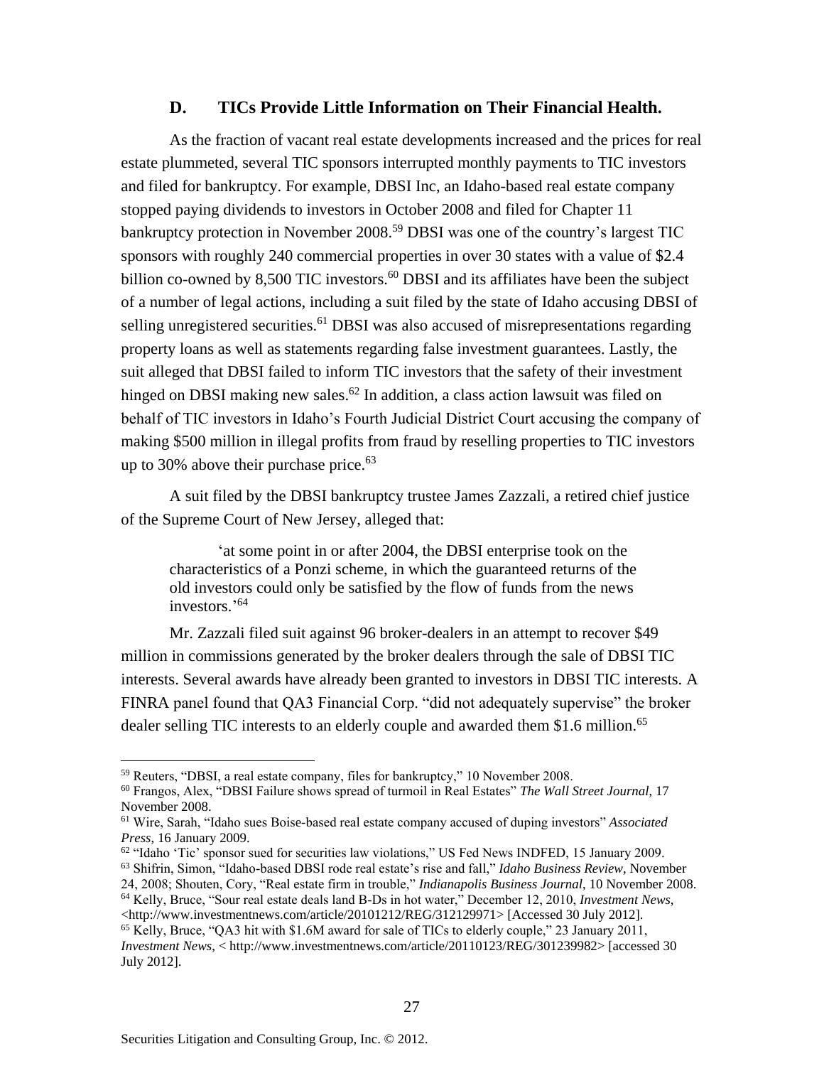### D. TICs Provide Little Information on Their Financial Health.

As the fraction of vacant real estate developments increased and the prices for real estate plummeted, several TIC sponsors interrupted monthly payments to TIC investors and filed for bankruptcy. For example, DBSI Inc, an Idaho-based real estate company stopped paying dividends to investors in October 2008 and filed for Chapter 11 bankruptcy protection in November 2008.[59] DBSI was one of the country's largest TIC sponsors with roughly 240 commercial properties in over 30 states with a value of $2.4 billion co-owned by 8,500 TIC investors.[60] DBSI and its affiliates have been the subject of a number of legal actions, including a suit filed by the state of Idaho accusing DBSI of selling unregistered securities.[61] DBSI was also accused of misrepresentations regarding property loans as well as statements regarding false investment guarantees. Lastly, the suit alleged that DBSI failed to inform TIC investors that the safety of their investment hinged on DBSI making new sales.[62] In addition, a class action lawsuit was filed on behalf of TIC investors in Idaho's Fourth Judicial District Court accusing the company of making $500 million in illegal profits from fraud by reselling properties to TIC investors up to 30% above their purchase price.[63]

A suit filed by the DBSI bankruptcy trustee James Zazzali, a retired chief justice of the Supreme Court of New Jersey, alleged that:

> 'at some point in or after 2004, the DBSI enterprise took on the characteristics of a Ponzi scheme, in which the guaranteed returns of the old investors could only be satisfied by the flow of funds from the news investors.'[64]

Mr. Zazzali filed suit against 96 broker-dealers in an attempt to recover $49 million in commissions generated by the broker dealers through the sale of DBSI TIC interests. Several awards have already been granted to investors in DBSI TIC interests. A FINRA panel found that QA3 Financial Corp. "did not adequately supervise" the broker dealer selling TIC interests to an elderly couple and awarded them $1.6 million.[65]

---

[59] Reuters, "DBSI, a real estate company, files for bankruptcy," 10 November 2008.

[60] Frangos, Alex, "DBSI Failure shows spread of turmoil in Real Estates" *The Wall Street Journal*, 17 November 2008.

[61] Wire, Sarah, "Idaho sues Boise-based real estate company accused of duping investors" *Associated Press*, 16 January 2009.

[62] "Idaho 'Tic' sponsor sued for securities law violations," US Fed News INDFED, 15 January 2009.

[63] Shifrin, Simon, "Idaho-based DBSI rode real estate's rise and fall," *Idaho Business Review*, November 24, 2008; Shouten, Cory, "Real estate firm in trouble," *Indianapolis Business Journal*, 10 November 2008.

[64] Kelly, Bruce, "Sour real estate deals land B-Ds in hot water," December 12, 2010, *Investment News*, <http://www.investmentnews.com/article/20101212/REG/312129971> [Accessed 30 July 2012].

[65] Kelly, Bruce, "QA3 hit with $1.6M award for sale of TICs to elderly couple," 23 January 2011, *Investment News*, < http://www.investmentnews.com/article/20110123/REG/301239982> [accessed 30 July 2012].

Securities Litigation and Consulting Group, Inc. © 2012.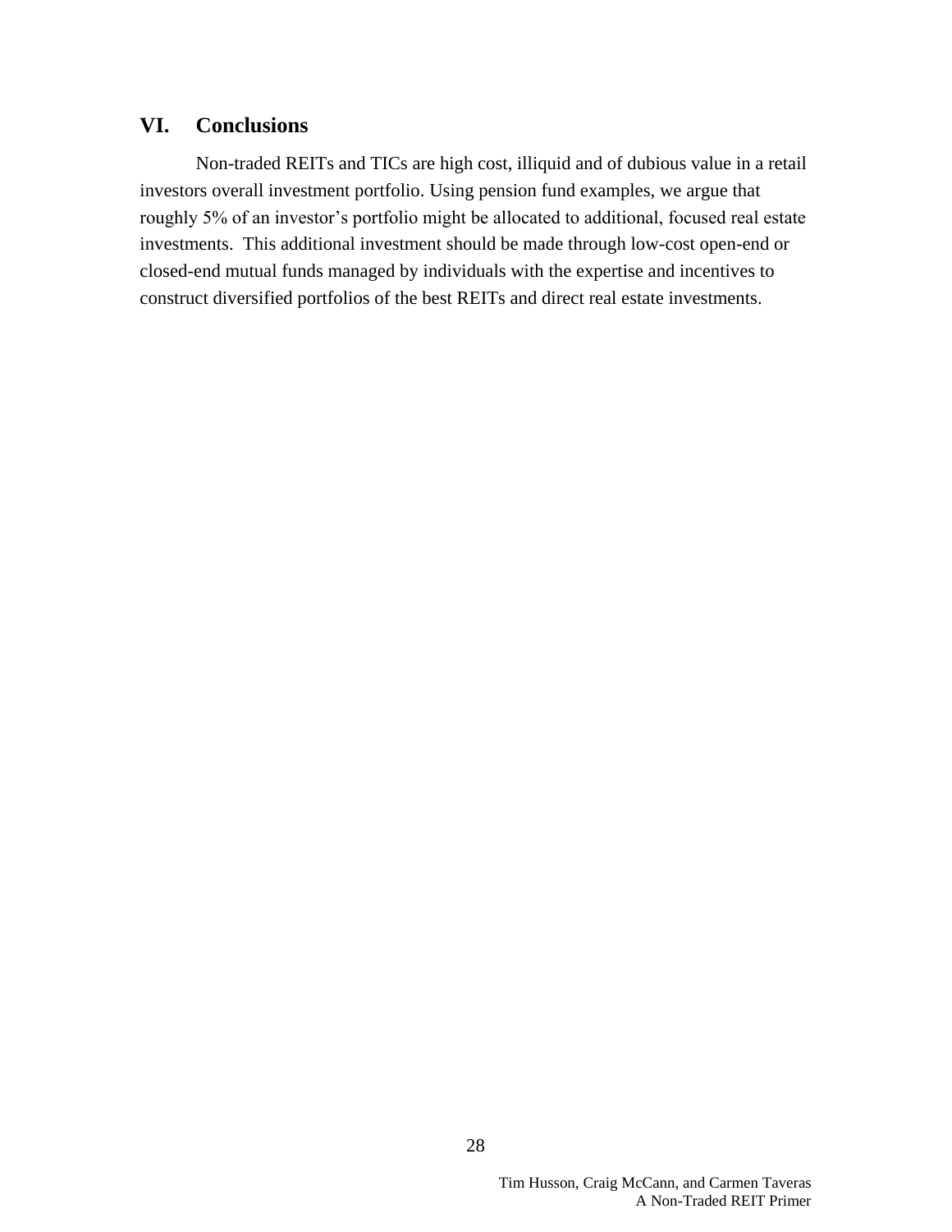## VI. Conclusions

Non-traded REITs and TICs are high cost, illiquid and of dubious value in a retail investors overall investment portfolio. Using pension fund examples, we argue that roughly 5% of an investor's portfolio might be allocated to additional, focused real estate investments. This additional investment should be made through low-cost open-end or closed-end mutual funds managed by individuals with the expertise and incentives to construct diversified portfolios of the best REITs and direct real estate investments.